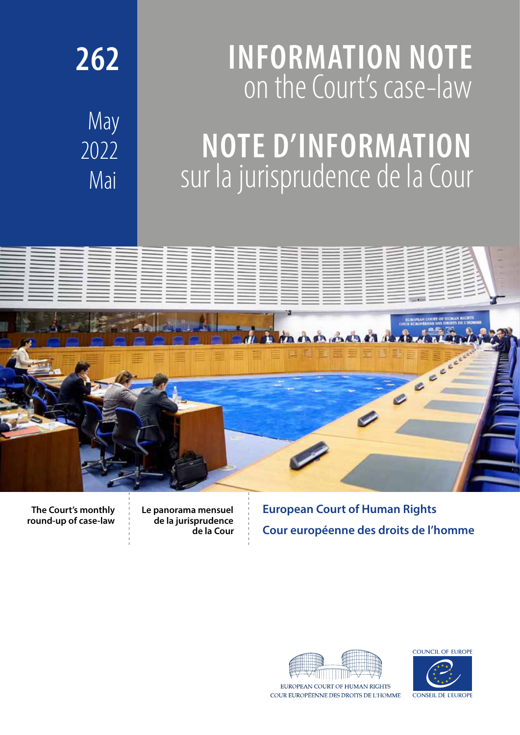# 262

May 2022 Mai

# INFORMATION NOTE on the Court's case-law

# NOTE D'INFORMATION sur la jurisprudence de la Cour

**The Court's monthly round-up of case-law**

**Le panorama mensuel de la jurisprudence de la Cour**

**European Court of Human Rights**

**Cour européenne des droits de l'homme**

EUROPEAN COURT OF HUMAN RIGHTS
COUR EUROPÉENNE DES DROITS DE L'HOMME

COUNCIL OF EUROPE
CONSEIL DE L'EUROPE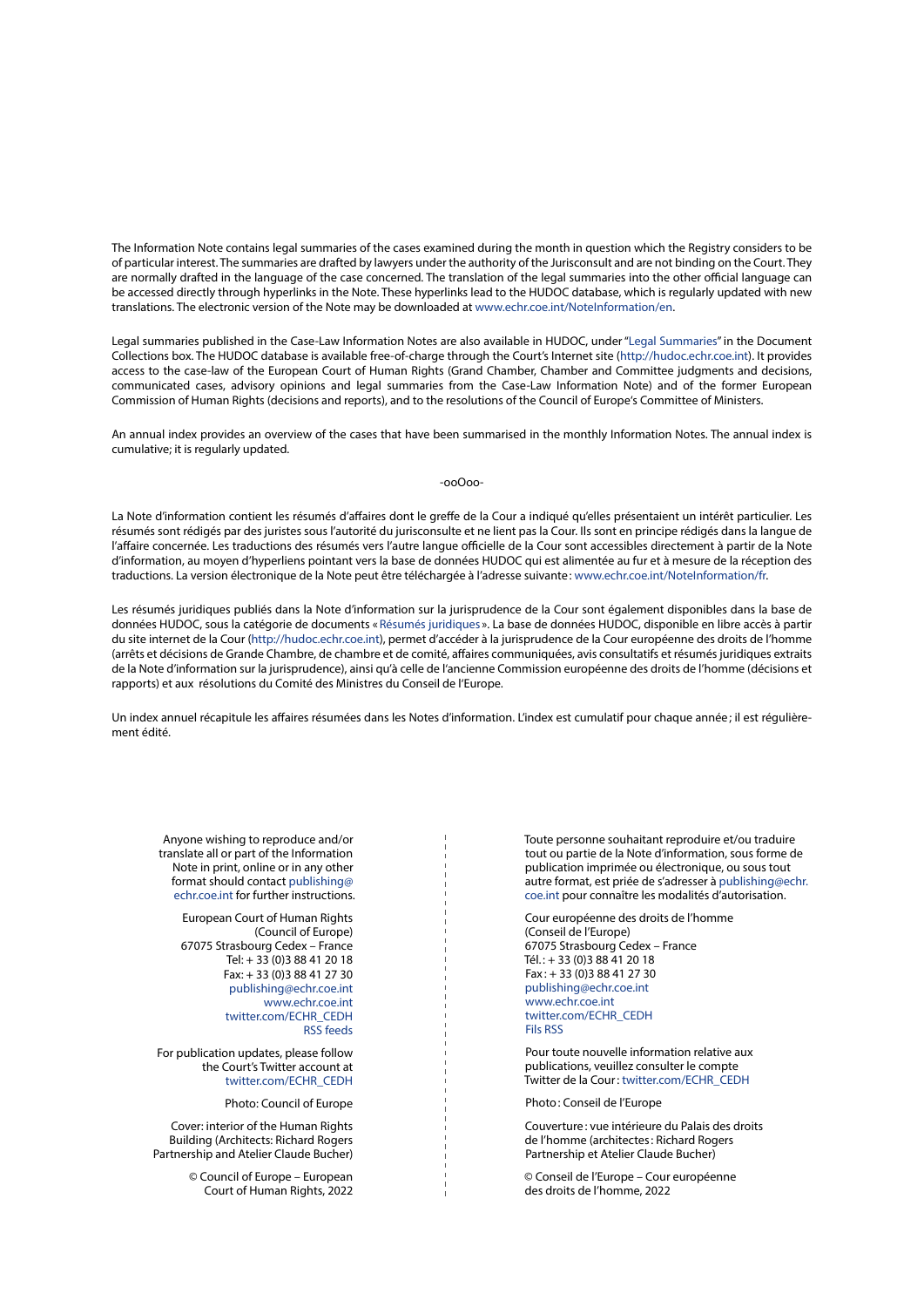The Information Note contains legal summaries of the cases examined during the month in question which the Registry considers to be of particular interest. The summaries are drafted by lawyers under the authority of the Jurisconsult and are not binding on the Court. They are normally drafted in the language of the case concerned. The translation of the legal summaries into the other official language can be accessed directly through hyperlinks in the Note. These hyperlinks lead to the HUDOC database, which is regularly updated with new translations. The electronic version of the Note may be downloaded at www.echr.coe.int/NoteInformation/en.

Legal summaries published in the Case-Law Information Notes are also available in HUDOC, under "Legal Summaries" in the Document Collections box. The HUDOC database is available free-of-charge through the Court's Internet site (http://hudoc.echr.coe.int). It provides access to the case-law of the European Court of Human Rights (Grand Chamber, Chamber and Committee judgments and decisions, communicated cases, advisory opinions and legal summaries from the Case-Law Information Note) and of the former European Commission of Human Rights (decisions and reports), and to the resolutions of the Council of Europe's Committee of Ministers.

An annual index provides an overview of the cases that have been summarised in the monthly Information Notes. The annual index is cumulative; it is regularly updated.

-ooOoo-

La Note d'information contient les résumés d'affaires dont le greffe de la Cour a indiqué qu'elles présentaient un intérêt particulier. Les résumés sont rédigés par des juristes sous l'autorité du jurisconsulte et ne lient pas la Cour. Ils sont en principe rédigés dans la langue de l'affaire concernée. Les traductions des résumés vers l'autre langue officielle de la Cour sont accessibles directement à partir de la Note d'information, au moyen d'hyperliens pointant vers la base de données HUDOC qui est alimentée au fur et à mesure de la réception des traductions. La version électronique de la Note peut être téléchargée à l'adresse suivante : www.echr.coe.int/NoteInformation/fr.

Les résumés juridiques publiés dans la Note d'information sur la jurisprudence de la Cour sont également disponibles dans la base de données HUDOC, sous la catégorie de documents « Résumés juridiques ». La base de données HUDOC, disponible en libre accès à partir du site internet de la Cour (http://hudoc.echr.coe.int), permet d'accéder à la jurisprudence de la Cour européenne des droits de l'homme (arrêts et décisions de Grande Chambre, de chambre et de comité, affaires communiquées, avis consultatifs et résumés juridiques extraits de la Note d'information sur la jurisprudence), ainsi qu'à celle de l'ancienne Commission européenne des droits de l'homme (décisions et rapports) et aux résolutions du Comité des Ministres du Conseil de l'Europe.

Un index annuel récapitule les affaires résumées dans les Notes d'information. L'index est cumulatif pour chaque année ; il est régulièrement édité.

Anyone wishing to reproduce and/or translate all or part of the Information Note in print, online or in any other format should contact publishing@echr.coe.int for further instructions.

European Court of Human Rights
(Council of Europe)
67075 Strasbourg Cedex – France
Tel: + 33 (0)3 88 41 20 18
Fax: + 33 (0)3 88 41 27 30
publishing@echr.coe.int
www.echr.coe.int
twitter.com/ECHR_CEDH
RSS feeds

For publication updates, please follow the Court's Twitter account at twitter.com/ECHR_CEDH

Photo: Council of Europe

Cover: interior of the Human Rights Building (Architects: Richard Rogers Partnership and Atelier Claude Bucher)

© Council of Europe – European Court of Human Rights, 2022

Toute personne souhaitant reproduire et/ou traduire tout ou partie de la Note d'information, sous forme de publication imprimée ou électronique, ou sous tout autre format, est priée de s'adresser à publishing@echr.coe.int pour connaître les modalités d'autorisation.

Cour européenne des droits de l'homme
(Conseil de l'Europe)
67075 Strasbourg Cedex – France
Tél. : + 33 (0)3 88 41 20 18
Fax : + 33 (0)3 88 41 27 30
publishing@echr.coe.int
www.echr.coe.int
twitter.com/ECHR_CEDH
Fils RSS

Pour toute nouvelle information relative aux publications, veuillez consulter le compte Twitter de la Cour : twitter.com/ECHR_CEDH

Photo : Conseil de l'Europe

Couverture : vue intérieure du Palais des droits de l'homme (architectes : Richard Rogers Partnership et Atelier Claude Bucher)

© Conseil de l'Europe – Cour européenne des droits de l'homme, 2022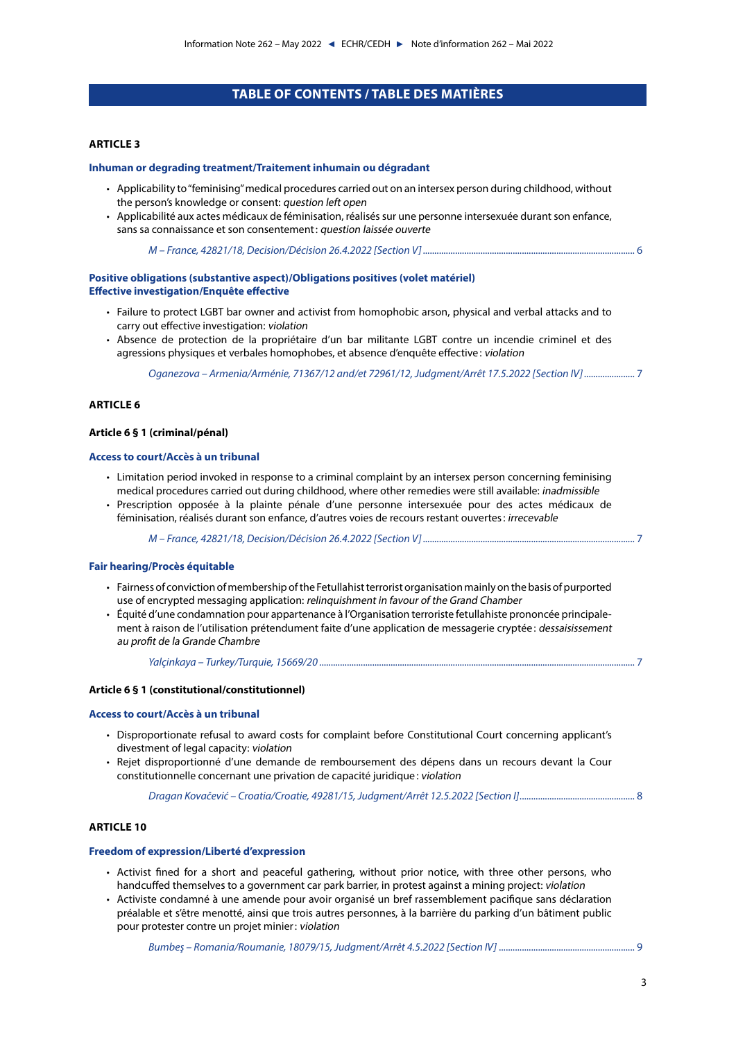# TABLE OF CONTENTS / TABLE DES MATIÈRES

## ARTICLE 3

### Inhuman or degrading treatment/Traitement inhumain ou dégradant

- Applicability to "feminising" medical procedures carried out on an intersex person during childhood, without the person's knowledge or consent: *question left open*
- Applicabilité aux actes médicaux de féminisation, réalisés sur une personne intersexuée durant son enfance, sans sa connaissance et son consentement : *question laissée ouverte*

*M – France, 42821/18, Decision/Décision 26.4.2022 [Section V]* ..... 6

### Positive obligations (substantive aspect)/Obligations positives (volet matériel)
### Effective investigation/Enquête effective

- Failure to protect LGBT bar owner and activist from homophobic arson, physical and verbal attacks and to carry out effective investigation: *violation*
- Absence de protection de la propriétaire d'un bar militante LGBT contre un incendie criminel et des agressions physiques et verbales homophobes, et absence d'enquête effective : *violation*

*Oganezova – Armenia/Arménie, 71367/12 and/et 72961/12, Judgment/Arrêt 17.5.2022 [Section IV]* ..... 7

## ARTICLE 6

### Article 6 § 1 (criminal/pénal)

### Access to court/Accès à un tribunal

- Limitation period invoked in response to a criminal complaint by an intersex person concerning feminising medical procedures carried out during childhood, where other remedies were still available: *inadmissible*
- Prescription opposée à la plainte pénale d'une personne intersexuée pour des actes médicaux de féminisation, réalisés durant son enfance, d'autres voies de recours restant ouvertes : *irrecevable*

*M – France, 42821/18, Decision/Décision 26.4.2022 [Section V]* ..... 7

### Fair hearing/Procès équitable

- Fairness of conviction of membership of the Fetullahist terrorist organisation mainly on the basis of purported use of encrypted messaging application: *relinquishment in favour of the Grand Chamber*
- Équité d'une condamnation pour appartenance à l'Organisation terroriste fetullahiste prononcée principalement à raison de l'utilisation prétendument faite d'une application de messagerie cryptée : *dessaisissement au profit de la Grande Chambre*

*Yalçinkaya – Turkey/Turquie, 15669/20* ..... 7

### Article 6 § 1 (constitutional/constitutionnel)

### Access to court/Accès à un tribunal

- Disproportionate refusal to award costs for complaint before Constitutional Court concerning applicant's divestment of legal capacity: *violation*
- Rejet disproportionné d'une demande de remboursement des dépens dans un recours devant la Cour constitutionnelle concernant une privation de capacité juridique : *violation*

*Dragan Kovačević – Croatia/Croatie, 49281/15, Judgment/Arrêt 12.5.2022 [Section I]* ..... 8

## ARTICLE 10

### Freedom of expression/Liberté d'expression

- Activist fined for a short and peaceful gathering, without prior notice, with three other persons, who handcuffed themselves to a government car park barrier, in protest against a mining project: *violation*
- Activiste condamné à une amende pour avoir organisé un bref rassemblement pacifique sans déclaration préalable et s'être menotté, ainsi que trois autres personnes, à la barrière du parking d'un bâtiment public pour protester contre un projet minier : *violation*

*Bumbeş – Romania/Roumanie, 18079/15, Judgment/Arrêt 4.5.2022 [Section IV]* ..... 9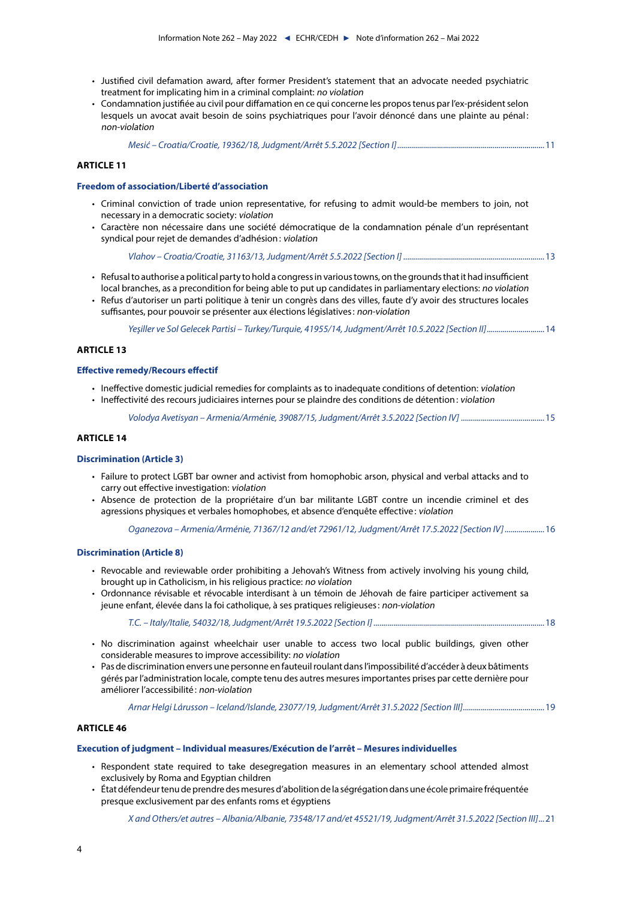- Justified civil defamation award, after former President's statement that an advocate needed psychiatric treatment for implicating him in a criminal complaint: *no violation*
- Condamnation justifiée au civil pour diffamation en ce qui concerne les propos tenus par l'ex-président selon lesquels un avocat avait besoin de soins psychiatriques pour l'avoir dénoncé dans une plainte au pénal : *non-violation*

*Mesić – Croatia/Croatie, 19362/18, Judgment/Arrêt 5.5.2022 [Section I]* ........................................ 11

## ARTICLE 11

### Freedom of association/Liberté d'association

- Criminal conviction of trade union representative, for refusing to admit would-be members to join, not necessary in a democratic society: *violation*
- Caractère non nécessaire dans une société démocratique de la condamnation pénale d'un représentant syndical pour rejet de demandes d'adhésion : *violation*

*Vlahov – Croatia/Croatie, 31163/13, Judgment/Arrêt 5.5.2022 [Section I]* ........................................ 13

- Refusal to authorise a political party to hold a congress in various towns, on the grounds that it had insufficient local branches, as a precondition for being able to put up candidates in parliamentary elections: *no violation*
- Refus d'autoriser un parti politique à tenir un congrès dans des villes, faute d'y avoir des structures locales suffisantes, pour pouvoir se présenter aux élections législatives : *non-violation*

*Yeşiller ve Sol Gelecek Partisi – Turkey/Turquie, 41955/14, Judgment/Arrêt 10.5.2022 [Section II]* ........................................ 14

## ARTICLE 13

### Effective remedy/Recours effectif

- Ineffective domestic judicial remedies for complaints as to inadequate conditions of detention: *violation*
- Ineffectivité des recours judiciaires internes pour se plaindre des conditions de détention : *violation*

*Volodya Avetisyan – Armenia/Arménie, 39087/15, Judgment/Arrêt 3.5.2022 [Section IV]* ........................................ 15

## ARTICLE 14

### Discrimination (Article 3)

- Failure to protect LGBT bar owner and activist from homophobic arson, physical and verbal attacks and to carry out effective investigation: *violation*
- Absence de protection de la propriétaire d'un bar militante LGBT contre un incendie criminel et des agressions physiques et verbales homophobes, et absence d'enquête effective : *violation*

*Oganezova – Armenia/Arménie, 71367/12 and/et 72961/12, Judgment/Arrêt 17.5.2022 [Section IV]* ........................................ 16

### Discrimination (Article 8)

- Revocable and reviewable order prohibiting a Jehovah's Witness from actively involving his young child, brought up in Catholicism, in his religious practice: *no violation*
- Ordonnance révisable et révocable interdisant à un témoin de Jéhovah de faire participer activement sa jeune enfant, élevée dans la foi catholique, à ses pratiques religieuses : *non-violation*

*T.C. – Italy/Italie, 54032/18, Judgment/Arrêt 19.5.2022 [Section I]* ........................................ 18

- No discrimination against wheelchair user unable to access two local public buildings, given other considerable measures to improve accessibility: *no violation*
- Pas de discrimination envers une personne en fauteuil roulant dans l'impossibilité d'accéder à deux bâtiments gérés par l'administration locale, compte tenu des autres mesures importantes prises par cette dernière pour améliorer l'accessibilité : *non-violation*

*Arnar Helgi Lárusson – Iceland/Islande, 23077/19, Judgment/Arrêt 31.5.2022 [Section III]* ........................................ 19

## ARTICLE 46

### Execution of judgment – Individual measures/Exécution de l'arrêt – Mesures individuelles

- Respondent state required to take desegregation measures in an elementary school attended almost exclusively by Roma and Egyptian children
- État défendeur tenu de prendre des mesures d'abolition de la ségrégation dans une école primaire fréquentée presque exclusivement par des enfants roms et égyptiens

*X and Others/et autres – Albania/Albanie, 73548/17 and/et 45521/19, Judgment/Arrêt 31.5.2022 [Section III]* ... 21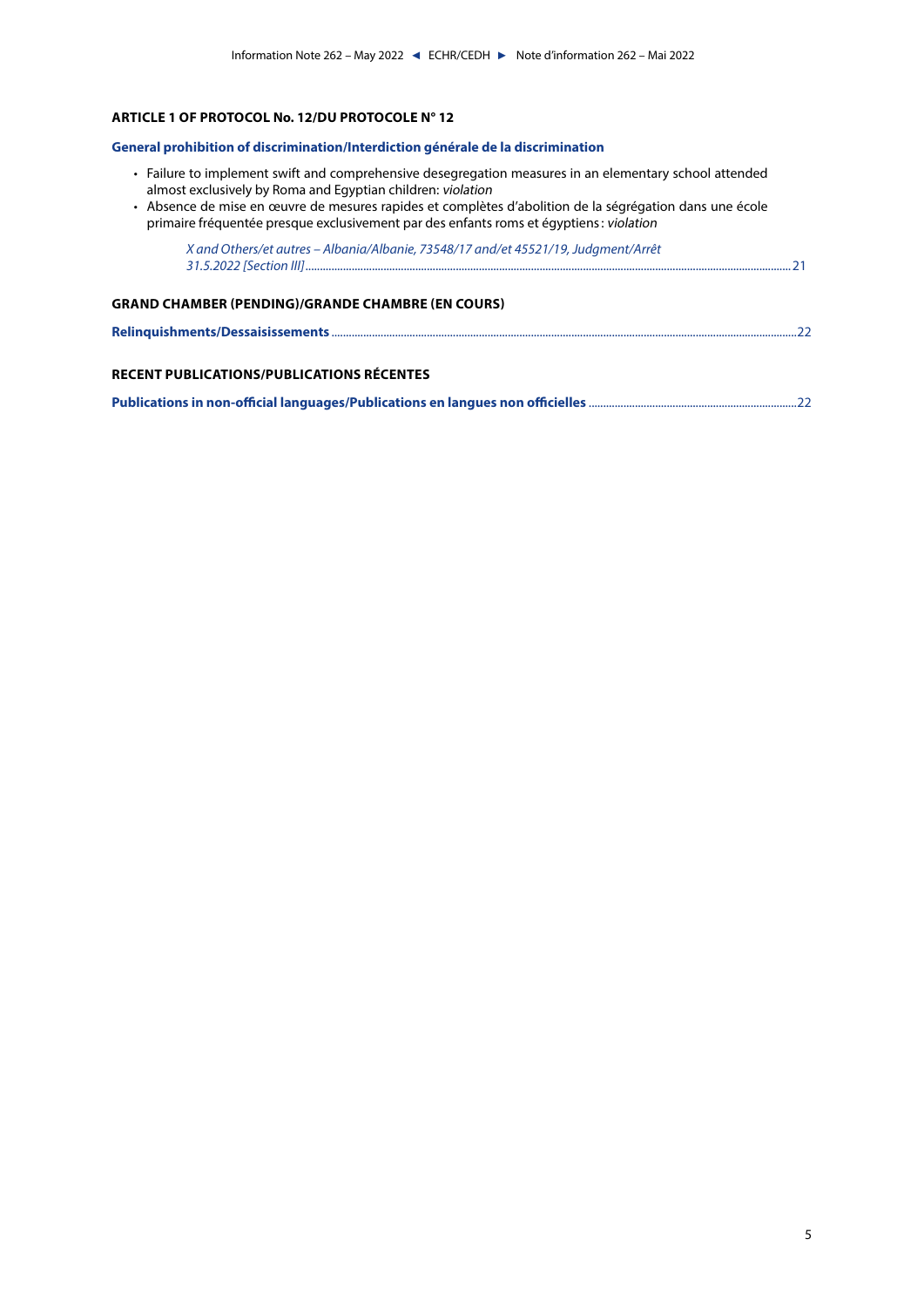## ARTICLE 1 OF PROTOCOL No. 12/DU PROTOCOLE N° 12

### General prohibition of discrimination/Interdiction générale de la discrimination

- Failure to implement swift and comprehensive desegregation measures in an elementary school attended almost exclusively by Roma and Egyptian children: *violation*
- Absence de mise en œuvre de mesures rapides et complètes d'abolition de la ségrégation dans une école primaire fréquentée presque exclusivement par des enfants roms et égyptiens : *violation*

*X and Others/et autres – Albania/Albanie, 73548/17 and/et 45521/19, Judgment/Arrêt 31.5.2022 [Section III]* ........ 21

## GRAND CHAMBER (PENDING)/GRANDE CHAMBRE (EN COURS)

**Relinquishments/Dessaisissements** ........ 22

## RECENT PUBLICATIONS/PUBLICATIONS RÉCENTES

**Publications in non-official languages/Publications en langues non officielles** ........ 22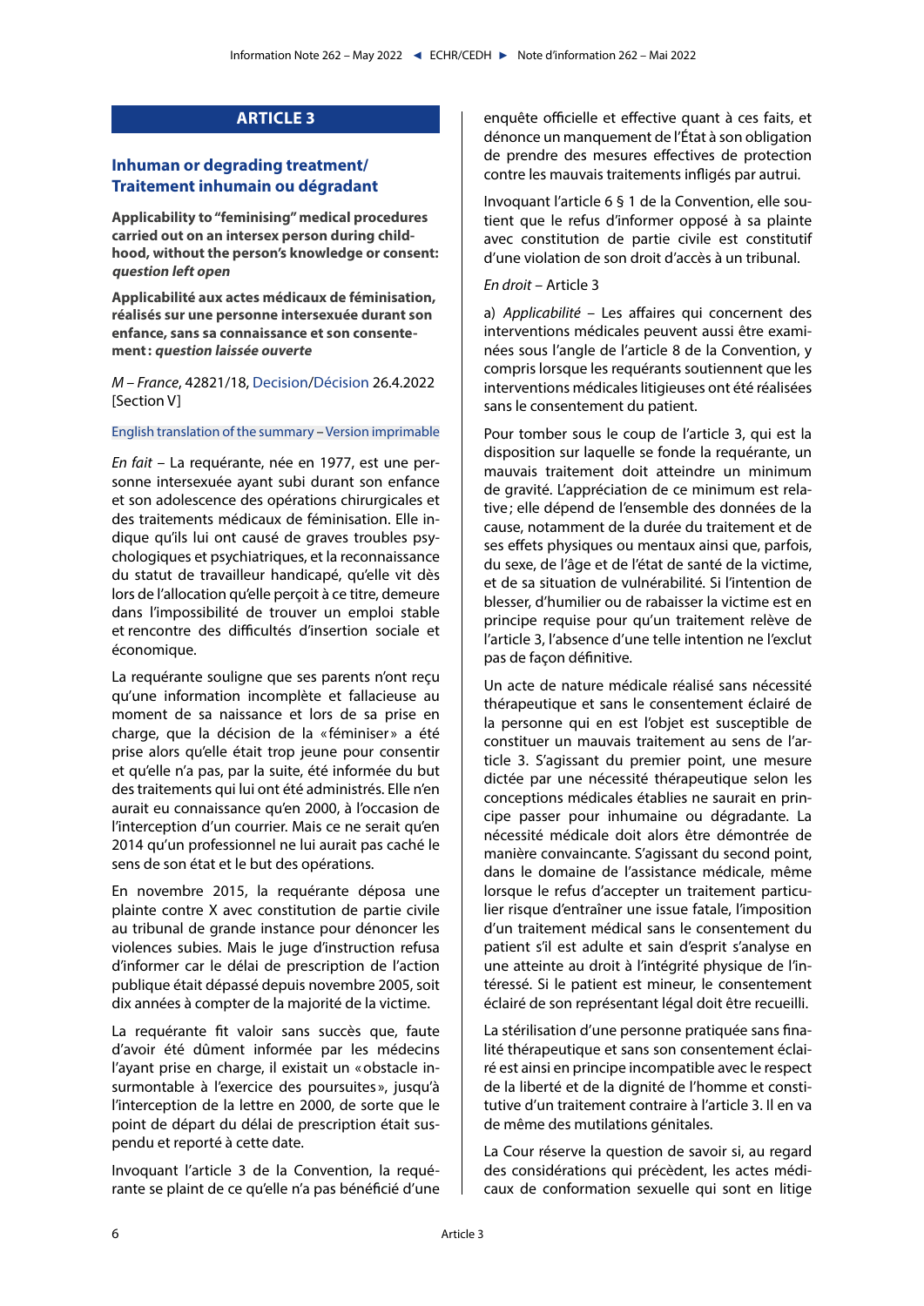## ARTICLE 3

### Inhuman or degrading treatment/ Traitement inhumain ou dégradant

**Applicability to "feminising" medical procedures carried out on an intersex person during childhood, without the person's knowledge or consent: *question left open***

**Applicabilité aux actes médicaux de féminisation, réalisés sur une personne intersexuée durant son enfance, sans sa connaissance et son consentement : *question laissée ouverte***

*M – France*, 42821/18, Decision/Décision 26.4.2022 [Section V]

English translation of the summary – Version imprimable

*En fait* – La requérante, née en 1977, est une personne intersexuée ayant subi durant son enfance et son adolescence des opérations chirurgicales et des traitements médicaux de féminisation. Elle indique qu'ils lui ont causé de graves troubles psychologiques et psychiatriques, et la reconnaissance du statut de travailleur handicapé, qu'elle vit dès lors de l'allocation qu'elle perçoit à ce titre, demeure dans l'impossibilité de trouver un emploi stable et rencontre des difficultés d'insertion sociale et économique.

La requérante souligne que ses parents n'ont reçu qu'une information incomplète et fallacieuse au moment de sa naissance et lors de sa prise en charge, que la décision de la « féminiser » a été prise alors qu'elle était trop jeune pour consentir et qu'elle n'a pas, par la suite, été informée du but des traitements qui lui ont été administrés. Elle n'en aurait eu connaissance qu'en 2000, à l'occasion de l'interception d'un courrier. Mais ce ne serait qu'en 2014 qu'un professionnel ne lui aurait pas caché le sens de son état et le but des opérations.

En novembre 2015, la requérante déposa une plainte contre X avec constitution de partie civile au tribunal de grande instance pour dénoncer les violences subies. Mais le juge d'instruction refusa d'informer car le délai de prescription de l'action publique était dépassé depuis novembre 2005, soit dix années à compter de la majorité de la victime.

La requérante fit valoir sans succès que, faute d'avoir été dûment informée par les médecins l'ayant prise en charge, il existait un « obstacle insurmontable à l'exercice des poursuites », jusqu'à l'interception de la lettre en 2000, de sorte que le point de départ du délai de prescription était suspendu et reporté à cette date.

Invoquant l'article 3 de la Convention, la requérante se plaint de ce qu'elle n'a pas bénéficié d'une enquête officielle et effective quant à ces faits, et dénonce un manquement de l'État à son obligation de prendre des mesures effectives de protection contre les mauvais traitements infligés par autrui.

Invoquant l'article 6 § 1 de la Convention, elle soutient que le refus d'informer opposé à sa plainte avec constitution de partie civile est constitutif d'une violation de son droit d'accès à un tribunal.

*En droit* – Article 3

a) *Applicabilité* – Les affaires qui concernent des interventions médicales peuvent aussi être examinées sous l'angle de l'article 8 de la Convention, y compris lorsque les requérants soutiennent que les interventions médicales litigieuses ont été réalisées sans le consentement du patient.

Pour tomber sous le coup de l'article 3, qui est la disposition sur laquelle se fonde la requérante, un mauvais traitement doit atteindre un minimum de gravité. L'appréciation de ce minimum est relative ; elle dépend de l'ensemble des données de la cause, notamment de la durée du traitement et de ses effets physiques ou mentaux ainsi que, parfois, du sexe, de l'âge et de l'état de santé de la victime, et de sa situation de vulnérabilité. Si l'intention de blesser, d'humilier ou de rabaisser la victime est en principe requise pour qu'un traitement relève de l'article 3, l'absence d'une telle intention ne l'exclut pas de façon définitive.

Un acte de nature médicale réalisé sans nécessité thérapeutique et sans le consentement éclairé de la personne qui en est l'objet est susceptible de constituer un mauvais traitement au sens de l'article 3. S'agissant du premier point, une mesure dictée par une nécessité thérapeutique selon les conceptions médicales établies ne saurait en principe passer pour inhumaine ou dégradante. La nécessité médicale doit alors être démontrée de manière convaincante. S'agissant du second point, dans le domaine de l'assistance médicale, même lorsque le refus d'accepter un traitement particulier risque d'entraîner une issue fatale, l'imposition d'un traitement médical sans le consentement du patient s'il est adulte et sain d'esprit s'analyse en une atteinte au droit à l'intégrité physique de l'intéressé. Si le patient est mineur, le consentement éclairé de son représentant légal doit être recueilli.

La stérilisation d'une personne pratiquée sans finalité thérapeutique et sans son consentement éclairé est ainsi en principe incompatible avec le respect de la liberté et de la dignité de l'homme et constitutive d'un traitement contraire à l'article 3. Il en va de même des mutilations génitales.

La Cour réserve la question de savoir si, au regard des considérations qui précèdent, les actes médicaux de conformation sexuelle qui sont en litige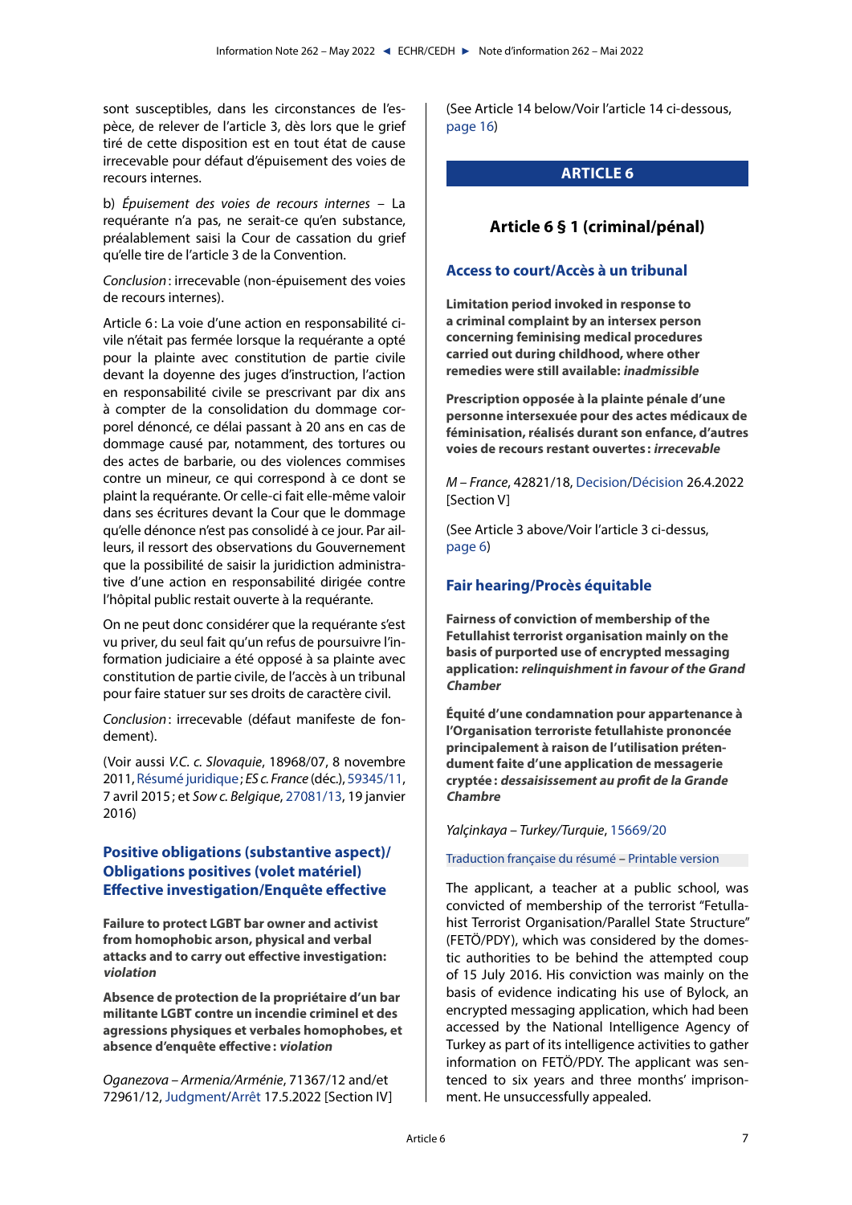sont susceptibles, dans les circonstances de l'espèce, de relever de l'article 3, dès lors que le grief tiré de cette disposition est en tout état de cause irrecevable pour défaut d'épuisement des voies de recours internes.

b) *Épuisement des voies de recours internes* – La requérante n'a pas, ne serait-ce qu'en substance, préalablement saisi la Cour de cassation du grief qu'elle tire de l'article 3 de la Convention.

*Conclusion*: irrecevable (non-épuisement des voies de recours internes).

Article 6: La voie d'une action en responsabilité civile n'était pas fermée lorsque la requérante a opté pour la plainte avec constitution de partie civile devant la doyenne des juges d'instruction, l'action en responsabilité civile se prescrivant par dix ans à compter de la consolidation du dommage corporel dénoncé, ce délai passant à 20 ans en cas de dommage causé par, notamment, des tortures ou des actes de barbarie, ou des violences commises contre un mineur, ce qui correspond à ce dont se plaint la requérante. Or celle-ci fait elle-même valoir dans ses écritures devant la Cour que le dommage qu'elle dénonce n'est pas consolidé à ce jour. Par ailleurs, il ressort des observations du Gouvernement que la possibilité de saisir la juridiction administrative d'une action en responsabilité dirigée contre l'hôpital public restait ouverte à la requérante.

On ne peut donc considérer que la requérante s'est vu priver, du seul fait qu'un refus de poursuivre l'information judiciaire a été opposé à sa plainte avec constitution de partie civile, de l'accès à un tribunal pour faire statuer sur ses droits de caractère civil.

*Conclusion*: irrecevable (défaut manifeste de fondement).

(Voir aussi *V.C. c. Slovaquie*, 18968/07, 8 novembre 2011, Résumé juridique; *ES c. France* (déc.), 59345/11, 7 avril 2015; et *Sow c. Belgique*, 27081/13, 19 janvier 2016)

### Positive obligations (substantive aspect)/Obligations positives (volet matériel)
### Effective investigation/Enquête effective

**Failure to protect LGBT bar owner and activist from homophobic arson, physical and verbal attacks and to carry out effective investigation: *violation***

**Absence de protection de la propriétaire d'un bar militante LGBT contre un incendie criminel et des agressions physiques et verbales homophobes, et absence d'enquête effective: *violation***

*Oganezova – Armenia/Arménie*, 71367/12 and/et 72961/12, Judgment/Arrêt 17.5.2022 [Section IV]

(See Article 14 below/Voir l'article 14 ci-dessous, page 16)

# ARTICLE 6

## Article 6 § 1 (criminal/pénal)

### Access to court/Accès à un tribunal

**Limitation period invoked in response to a criminal complaint by an intersex person concerning feminising medical procedures carried out during childhood, where other remedies were still available: *inadmissible***

**Prescription opposée à la plainte pénale d'une personne intersexuée pour des actes médicaux de féminisation, réalisés durant son enfance, d'autres voies de recours restant ouvertes: *irrecevable***

*M – France*, 42821/18, Decision/Décision 26.4.2022 [Section V]

(See Article 3 above/Voir l'article 3 ci-dessus, page 6)

### Fair hearing/Procès équitable

**Fairness of conviction of membership of the Fetullahist terrorist organisation mainly on the basis of purported use of encrypted messaging application: *relinquishment in favour of the Grand Chamber***

**Équité d'une condamnation pour appartenance à l'Organisation terroriste fetullahiste prononcée principalement à raison de l'utilisation prétendument faite d'une application de messagerie cryptée: *dessaisissement au profit de la Grande Chambre***

*Yalçinkaya – Turkey/Turquie*, 15669/20

Traduction française du résumé – Printable version

The applicant, a teacher at a public school, was convicted of membership of the terrorist "Fettullahist Terrorist Organisation/Parallel State Structure" (FETÖ/PDY), which was considered by the domestic authorities to be behind the attempted coup of 15 July 2016. His conviction was mainly on the basis of evidence indicating his use of Bylock, an encrypted messaging application, which had been accessed by the National Intelligence Agency of Turkey as part of its intelligence activities to gather information on FETÖ/PDY. The applicant was sentenced to six years and three months' imprisonment. He unsuccessfully appealed.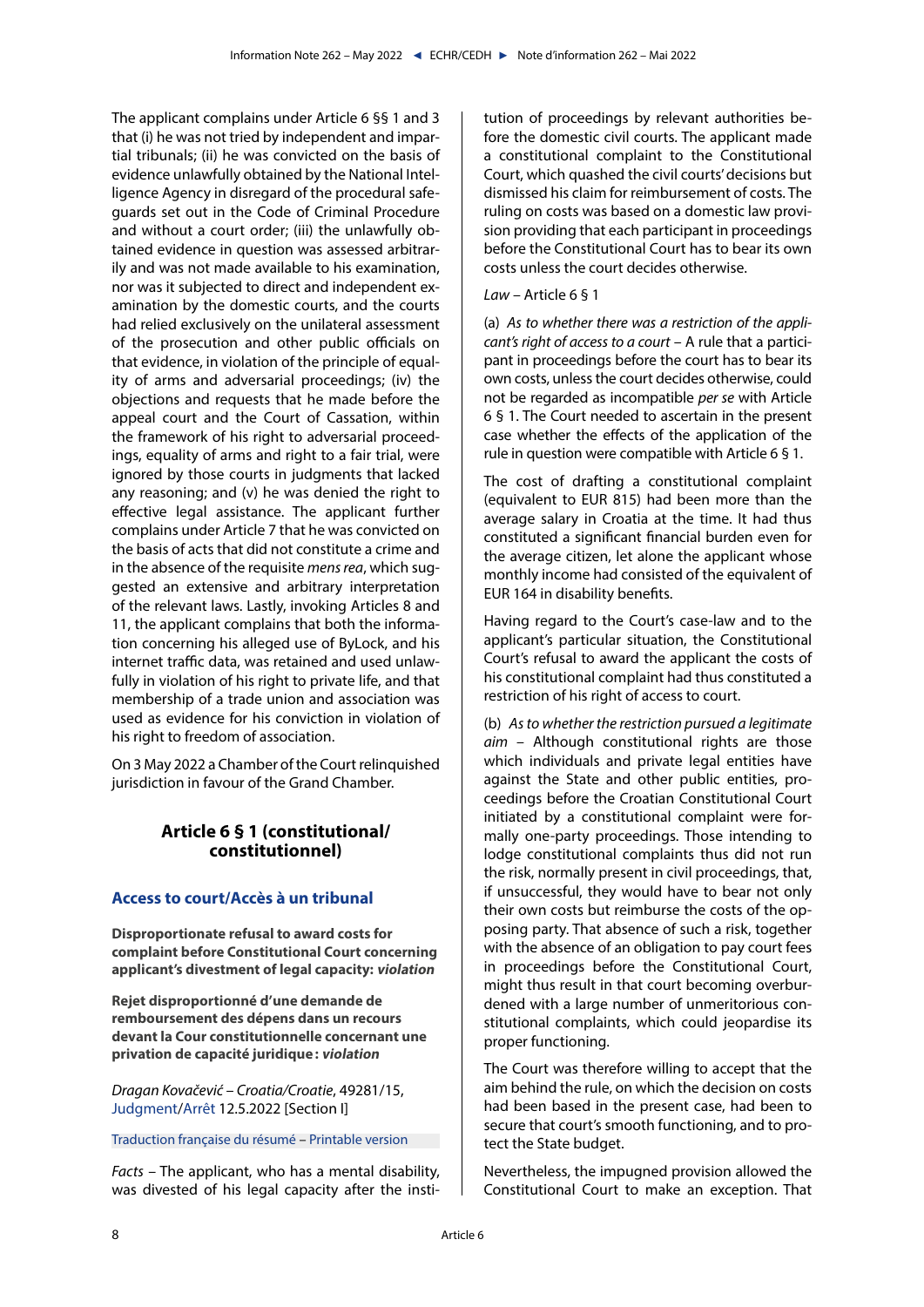The applicant complains under Article 6 §§ 1 and 3 that (i) he was not tried by independent and impartial tribunals; (ii) he was convicted on the basis of evidence unlawfully obtained by the National Intelligence Agency in disregard of the procedural safeguards set out in the Code of Criminal Procedure and without a court order; (iii) the unlawfully obtained evidence in question was assessed arbitrarily and was not made available to his examination, nor was it subjected to direct and independent examination by the domestic courts, and the courts had relied exclusively on the unilateral assessment of the prosecution and other public officials on that evidence, in violation of the principle of equality of arms and adversarial proceedings; (iv) the objections and requests that he made before the appeal court and the Court of Cassation, within the framework of his right to adversarial proceedings, equality of arms and right to a fair trial, were ignored by those courts in judgments that lacked any reasoning; and (v) he was denied the right to effective legal assistance. The applicant further complains under Article 7 that he was convicted on the basis of acts that did not constitute a crime and in the absence of the requisite *mens rea*, which suggested an extensive and arbitrary interpretation of the relevant laws. Lastly, invoking Articles 8 and 11, the applicant complains that both the information concerning his alleged use of ByLock, and his internet traffic data, was retained and used unlawfully in violation of his right to private life, and that membership of a trade union and association was used as evidence for his conviction in violation of his right to freedom of association.

On 3 May 2022 a Chamber of the Court relinquished jurisdiction in favour of the Grand Chamber.

## Article 6 § 1 (constitutional/constitutionnel)

### Access to court/Accès à un tribunal

**Disproportionate refusal to award costs for complaint before Constitutional Court concerning applicant's divestment of legal capacity: *violation***

**Rejet disproportionné d'une demande de remboursement des dépens dans un recours devant la Cour constitutionnelle concernant une privation de capacité juridique : *violation***

*Dragan Kovačević – Croatia/Croatie*, 49281/15, Judgment/Arrêt 12.5.2022 [Section I]

Traduction française du résumé – Printable version

*Facts* – The applicant, who has a mental disability, was divested of his legal capacity after the institution of proceedings by relevant authorities before the domestic civil courts. The applicant made a constitutional complaint to the Constitutional Court, which quashed the civil courts' decisions but dismissed his claim for reimbursement of costs. The ruling on costs was based on a domestic law provision providing that each participant in proceedings before the Constitutional Court has to bear its own costs unless the court decides otherwise.

*Law* – Article 6 § 1

(a) *As to whether there was a restriction of the applicant's right of access to a court* – A rule that a participant in proceedings before the court has to bear its own costs, unless the court decides otherwise, could not be regarded as incompatible *per se* with Article 6 § 1. The Court needed to ascertain in the present case whether the effects of the application of the rule in question were compatible with Article 6 § 1.

The cost of drafting a constitutional complaint (equivalent to EUR 815) had been more than the average salary in Croatia at the time. It had thus constituted a significant financial burden even for the average citizen, let alone the applicant whose monthly income had consisted of the equivalent of EUR 164 in disability benefits.

Having regard to the Court's case-law and to the applicant's particular situation, the Constitutional Court's refusal to award the applicant the costs of his constitutional complaint had thus constituted a restriction of his right of access to court.

(b) *As to whether the restriction pursued a legitimate aim* – Although constitutional rights are those which individuals and private legal entities have against the State and other public entities, proceedings before the Croatian Constitutional Court initiated by a constitutional complaint were formally one-party proceedings. Those intending to lodge constitutional complaints thus did not run the risk, normally present in civil proceedings, that, if unsuccessful, they would have to bear not only their own costs but reimburse the costs of the opposing party. That absence of such a risk, together with the absence of an obligation to pay court fees in proceedings before the Constitutional Court, might thus result in that court becoming overburdened with a large number of unmeritorious constitutional complaints, which could jeopardise its proper functioning.

The Court was therefore willing to accept that the aim behind the rule, on which the decision on costs had been based in the present case, had been to secure that court's smooth functioning, and to protect the State budget.

Nevertheless, the impugned provision allowed the Constitutional Court to make an exception. That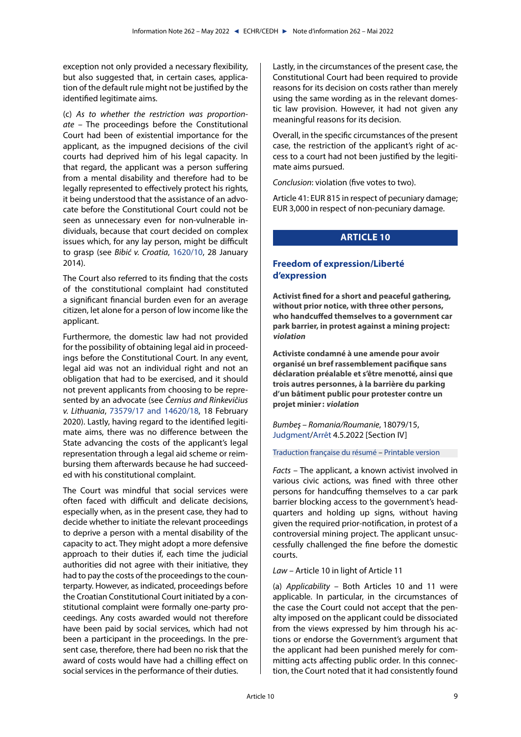exception not only provided a necessary flexibility, but also suggested that, in certain cases, application of the default rule might not be justified by the identified legitimate aims.

(c) *As to whether the restriction was proportionate* – The proceedings before the Constitutional Court had been of existential importance for the applicant, as the impugned decisions of the civil courts had deprived him of his legal capacity. In that regard, the applicant was a person suffering from a mental disability and therefore had to be legally represented to effectively protect his rights, it being understood that the assistance of an advocate before the Constitutional Court could not be seen as unnecessary even for non-vulnerable individuals, because that court decided on complex issues which, for any lay person, might be difficult to grasp (see *Bibić v. Croatia*, 1620/10, 28 January 2014).

The Court also referred to its finding that the costs of the constitutional complaint had constituted a significant financial burden even for an average citizen, let alone for a person of low income like the applicant.

Furthermore, the domestic law had not provided for the possibility of obtaining legal aid in proceedings before the Constitutional Court. In any event, legal aid was not an individual right and not an obligation that had to be exercised, and it should not prevent applicants from choosing to be represented by an advocate (see *Černius and Rinkevičius v. Lithuania*, 73579/17 and 14620/18, 18 February 2020). Lastly, having regard to the identified legitimate aims, there was no difference between the State advancing the costs of the applicant's legal representation through a legal aid scheme or reimbursing them afterwards because he had succeeded with his constitutional complaint.

The Court was mindful that social services were often faced with difficult and delicate decisions, especially when, as in the present case, they had to decide whether to initiate the relevant proceedings to deprive a person with a mental disability of the capacity to act. They might adopt a more defensive approach to their duties if, each time the judicial authorities did not agree with their initiative, they had to pay the costs of the proceedings to the counterparty. However, as indicated, proceedings before the Croatian Constitutional Court initiated by a constitutional complaint were formally one-party proceedings. Any costs awarded would not therefore have been paid by social services, which had not been a participant in the proceedings. In the present case, therefore, there had been no risk that the award of costs would have had a chilling effect on social services in the performance of their duties.

Lastly, in the circumstances of the present case, the Constitutional Court had been required to provide reasons for its decision on costs rather than merely using the same wording as in the relevant domestic law provision. However, it had not given any meaningful reasons for its decision.

Overall, in the specific circumstances of the present case, the restriction of the applicant's right of access to a court had not been justified by the legitimate aims pursued.

*Conclusion*: violation (five votes to two).

Article 41: EUR 815 in respect of pecuniary damage; EUR 3,000 in respect of non-pecuniary damage.

## ARTICLE 10

### Freedom of expression/Liberté d'expression

**Activist fined for a short and peaceful gathering, without prior notice, with three other persons, who handcuffed themselves to a government car park barrier, in protest against a mining project: *violation***

**Activiste condamné à une amende pour avoir organisé un bref rassemblement pacifique sans déclaration préalable et s'être menotté, ainsi que trois autres personnes, à la barrière du parking d'un bâtiment public pour protester contre un projet minier : *violation***

*Bumbeş – Romania/Roumanie*, 18079/15, Judgment/Arrêt 4.5.2022 [Section IV]

Traduction française du résumé – Printable version

*Facts* – The applicant, a known activist involved in various civic actions, was fined with three other persons for handcuffing themselves to a car park barrier blocking access to the government's headquarters and holding up signs, without having given the required prior-notification, in protest of a controversial mining project. The applicant unsuccessfully challenged the fine before the domestic courts.

*Law* – Article 10 in light of Article 11

(a) *Applicability* – Both Articles 10 and 11 were applicable. In particular, in the circumstances of the case the Court could not accept that the penalty imposed on the applicant could be dissociated from the views expressed by him through his actions or endorse the Government's argument that the applicant had been punished merely for committing acts affecting public order. In this connection, the Court noted that it had consistently found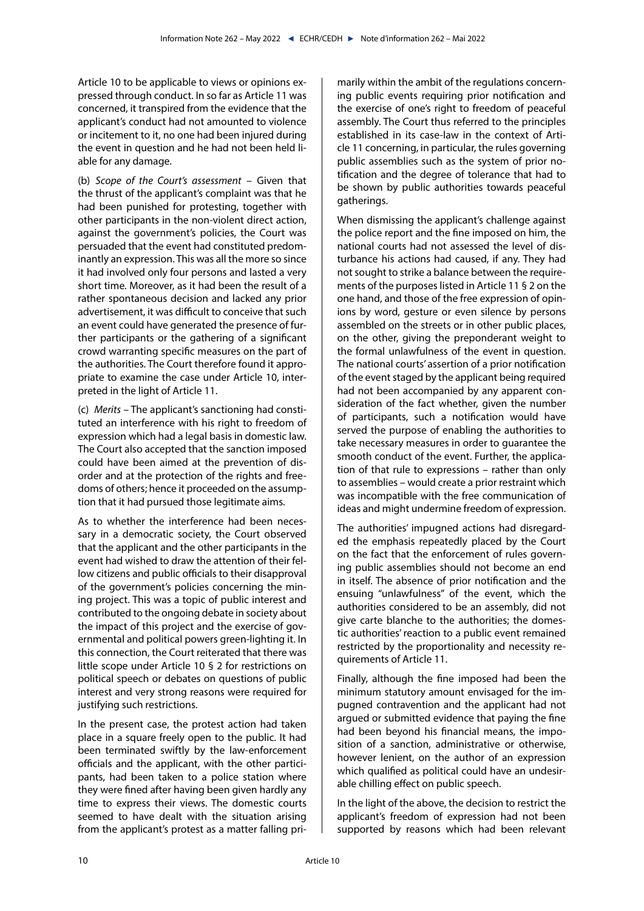Article 10 to be applicable to views or opinions expressed through conduct. In so far as Article 11 was concerned, it transpired from the evidence that the applicant's conduct had not amounted to violence or incitement to it, no one had been injured during the event in question and he had not been held liable for any damage.

(b) *Scope of the Court's assessment* – Given that the thrust of the applicant's complaint was that he had been punished for protesting, together with other participants in the non-violent direct action, against the government's policies, the Court was persuaded that the event had constituted predominantly an expression. This was all the more so since it had involved only four persons and lasted a very short time. Moreover, as it had been the result of a rather spontaneous decision and lacked any prior advertisement, it was difficult to conceive that such an event could have generated the presence of further participants or the gathering of a significant crowd warranting specific measures on the part of the authorities. The Court therefore found it appropriate to examine the case under Article 10, interpreted in the light of Article 11.

(c) *Merits* – The applicant's sanctioning had constituted an interference with his right to freedom of expression which had a legal basis in domestic law. The Court also accepted that the sanction imposed could have been aimed at the prevention of disorder and at the protection of the rights and freedoms of others; hence it proceeded on the assumption that it had pursued those legitimate aims.

As to whether the interference had been necessary in a democratic society, the Court observed that the applicant and the other participants in the event had wished to draw the attention of their fellow citizens and public officials to their disapproval of the government's policies concerning the mining project. This was a topic of public interest and contributed to the ongoing debate in society about the impact of this project and the exercise of governmental and political powers green-lighting it. In this connection, the Court reiterated that there was little scope under Article 10 § 2 for restrictions on political speech or debates on questions of public interest and very strong reasons were required for justifying such restrictions.

In the present case, the protest action had taken place in a square freely open to the public. It had been terminated swiftly by the law-enforcement officials and the applicant, with the other participants, had been taken to a police station where they were fined after having been given hardly any time to express their views. The domestic courts seemed to have dealt with the situation arising from the applicant's protest as a matter falling primarily within the ambit of the regulations concerning public events requiring prior notification and the exercise of one's right to freedom of peaceful assembly. The Court thus referred to the principles established in its case-law in the context of Article 11 concerning, in particular, the rules governing public assemblies such as the system of prior notification and the degree of tolerance that had to be shown by public authorities towards peaceful gatherings.

When dismissing the applicant's challenge against the police report and the fine imposed on him, the national courts had not assessed the level of disturbance his actions had caused, if any. They had not sought to strike a balance between the requirements of the purposes listed in Article 11 § 2 on the one hand, and those of the free expression of opinions by word, gesture or even silence by persons assembled on the streets or in other public places, on the other, giving the preponderant weight to the formal unlawfulness of the event in question. The national courts' assertion of a prior notification of the event staged by the applicant being required had not been accompanied by any apparent consideration of the fact whether, given the number of participants, such a notification would have served the purpose of enabling the authorities to take necessary measures in order to guarantee the smooth conduct of the event. Further, the application of that rule to expressions – rather than only to assemblies – would create a prior restraint which was incompatible with the free communication of ideas and might undermine freedom of expression.

The authorities' impugned actions had disregarded the emphasis repeatedly placed by the Court on the fact that the enforcement of rules governing public assemblies should not become an end in itself. The absence of prior notification and the ensuing "unlawfulness" of the event, which the authorities considered to be an assembly, did not give carte blanche to the authorities; the domestic authorities' reaction to a public event remained restricted by the proportionality and necessity requirements of Article 11.

Finally, although the fine imposed had been the minimum statutory amount envisaged for the impugned contravention and the applicant had not argued or submitted evidence that paying the fine had been beyond his financial means, the imposition of a sanction, administrative or otherwise, however lenient, on the author of an expression which qualified as political could have an undesirable chilling effect on public speech.

In the light of the above, the decision to restrict the applicant's freedom of expression had not been supported by reasons which had been relevant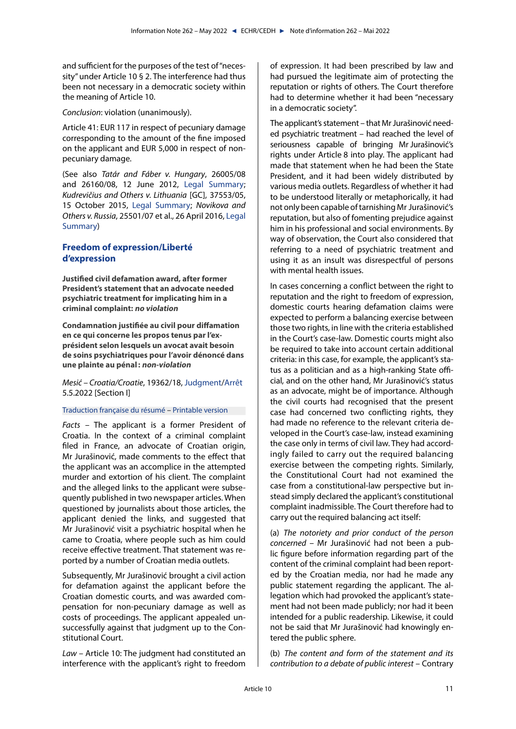and sufficient for the purposes of the test of "necessity" under Article 10 § 2. The interference had thus been not necessary in a democratic society within the meaning of Article 10.

*Conclusion*: violation (unanimously).

Article 41: EUR 117 in respect of pecuniary damage corresponding to the amount of the fine imposed on the applicant and EUR 5,000 in respect of non-pecuniary damage.

(See also *Tatár and Fáber v. Hungary*, 26005/08 and 26160/08, 12 June 2012, Legal Summary; *Kudrevičius and Others v. Lithuania* [GC], 37553/05, 15 October 2015, Legal Summary; *Novikova and Others v. Russia*, 25501/07 et al., 26 April 2016, Legal Summary)

## Freedom of expression/Liberté d'expression

**Justified civil defamation award, after former President's statement that an advocate needed psychiatric treatment for implicating him in a criminal complaint: *no violation***

**Condamnation justifiée au civil pour diffamation en ce qui concerne les propos tenus par l'ex-président selon lesquels un avocat avait besoin de soins psychiatriques pour l'avoir dénoncé dans une plainte au pénal : *non-violation***

*Mesić – Croatia/Croatie*, 19362/18, Judgment/Arrêt 5.5.2022 [Section I]

Traduction française du résumé – Printable version

*Facts* – The applicant is a former President of Croatia. In the context of a criminal complaint filed in France, an advocate of Croatian origin, Mr Jurašinović, made comments to the effect that the applicant was an accomplice in the attempted murder and extortion of his client. The complaint and the alleged links to the applicant were subsequently published in two newspaper articles. When questioned by journalists about those articles, the applicant denied the links, and suggested that Mr Jurašinović visit a psychiatric hospital when he came to Croatia, where people such as him could receive effective treatment. That statement was reported by a number of Croatian media outlets.

Subsequently, Mr Jurašinović brought a civil action for defamation against the applicant before the Croatian domestic courts, and was awarded compensation for non-pecuniary damage as well as costs of proceedings. The applicant appealed unsuccessfully against that judgment up to the Constitutional Court.

*Law* – Article 10: The judgment had constituted an interference with the applicant's right to freedom of expression. It had been prescribed by law and had pursued the legitimate aim of protecting the reputation or rights of others. The Court therefore had to determine whether it had been "necessary in a democratic society".

The applicant's statement – that Mr Jurašinović needed psychiatric treatment – had reached the level of seriousness capable of bringing Mr Jurašinović's rights under Article 8 into play. The applicant had made that statement when he had been the State President, and it had been widely distributed by various media outlets. Regardless of whether it had to be understood literally or metaphorically, it had not only been capable of tarnishing Mr Jurašinović's reputation, but also of fomenting prejudice against him in his professional and social environments. By way of observation, the Court also considered that referring to a need of psychiatric treatment and using it as an insult was disrespectful of persons with mental health issues.

In cases concerning a conflict between the right to reputation and the right to freedom of expression, domestic courts hearing defamation claims were expected to perform a balancing exercise between those two rights, in line with the criteria established in the Court's case-law. Domestic courts might also be required to take into account certain additional criteria: in this case, for example, the applicant's status as a politician and as a high-ranking State official, and on the other hand, Mr Jurašinović's status as an advocate, might be of importance. Although the civil courts had recognised that the present case had concerned two conflicting rights, they had made no reference to the relevant criteria developed in the Court's case-law, instead examining the case only in terms of civil law. They had accordingly failed to carry out the required balancing exercise between the competing rights. Similarly, the Constitutional Court had not examined the case from a constitutional-law perspective but instead simply declared the applicant's constitutional complaint inadmissible. The Court therefore had to carry out the required balancing act itself:

(a) *The notoriety and prior conduct of the person concerned* – Mr Jurašinović had not been a public figure before information regarding part of the content of the criminal complaint had been reported by the Croatian media, nor had he made any public statement regarding the applicant. The allegation which had provoked the applicant's statement had not been made publicly; nor had it been intended for a public readership. Likewise, it could not be said that Mr Jurašinović had knowingly entered the public sphere.

(b) *The content and form of the statement and its contribution to a debate of public interest* – Contrary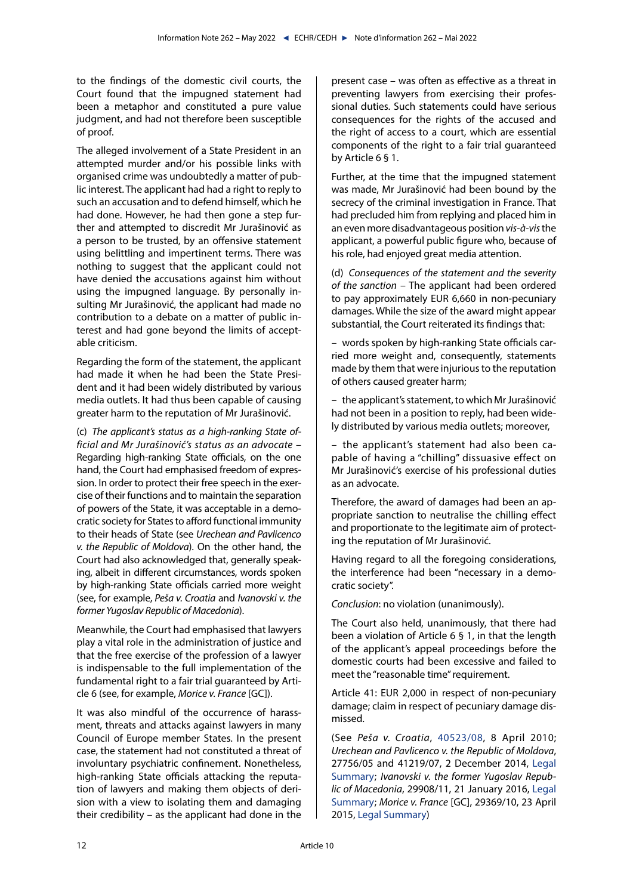to the findings of the domestic civil courts, the Court found that the impugned statement had been a metaphor and constituted a pure value judgment, and had not therefore been susceptible of proof.

The alleged involvement of a State President in an attempted murder and/or his possible links with organised crime was undoubtedly a matter of public interest. The applicant had had a right to reply to such an accusation and to defend himself, which he had done. However, he had then gone a step further and attempted to discredit Mr Jurašinović as a person to be trusted, by an offensive statement using belittling and impertinent terms. There was nothing to suggest that the applicant could not have denied the accusations against him without using the impugned language. By personally insulting Mr Jurašinović, the applicant had made no contribution to a debate on a matter of public interest and had gone beyond the limits of acceptable criticism.

Regarding the form of the statement, the applicant had made it when he had been the State President and it had been widely distributed by various media outlets. It had thus been capable of causing greater harm to the reputation of Mr Jurašinović.

(c) *The applicant's status as a high-ranking State official and Mr Jurašinović's status as an advocate* – Regarding high-ranking State officials, on the one hand, the Court had emphasised freedom of expression. In order to protect their free speech in the exercise of their functions and to maintain the separation of powers of the State, it was acceptable in a democratic society for States to afford functional immunity to their heads of State (see *Urechean and Pavlicenco v. the Republic of Moldova*). On the other hand, the Court had also acknowledged that, generally speaking, albeit in different circumstances, words spoken by high-ranking State officials carried more weight (see, for example, *Peša v. Croatia* and *Ivanovski v. the former Yugoslav Republic of Macedonia*).

Meanwhile, the Court had emphasised that lawyers play a vital role in the administration of justice and that the free exercise of the profession of a lawyer is indispensable to the full implementation of the fundamental right to a fair trial guaranteed by Article 6 (see, for example, *Morice v. France* [GC]).

It was also mindful of the occurrence of harassment, threats and attacks against lawyers in many Council of Europe member States. In the present case, the statement had not constituted a threat of involuntary psychiatric confinement. Nonetheless, high-ranking State officials attacking the reputation of lawyers and making them objects of derision with a view to isolating them and damaging their credibility – as the applicant had done in the present case – was often as effective as a threat in preventing lawyers from exercising their professional duties. Such statements could have serious consequences for the rights of the accused and the right of access to a court, which are essential components of the right to a fair trial guaranteed by Article 6 § 1.

Further, at the time that the impugned statement was made, Mr Jurašinović had been bound by the secrecy of the criminal investigation in France. That had precluded him from replying and placed him in an even more disadvantageous position *vis-à-vis* the applicant, a powerful public figure who, because of his role, had enjoyed great media attention.

(d) *Consequences of the statement and the severity of the sanction* – The applicant had been ordered to pay approximately EUR 6,660 in non-pecuniary damages. While the size of the award might appear substantial, the Court reiterated its findings that:

– words spoken by high-ranking State officials carried more weight and, consequently, statements made by them that were injurious to the reputation of others caused greater harm;

– the applicant's statement, to which Mr Jurašinović had not been in a position to reply, had been widely distributed by various media outlets; moreover,

– the applicant's statement had also been capable of having a "chilling" dissuasive effect on Mr Jurašinović's exercise of his professional duties as an advocate.

Therefore, the award of damages had been an appropriate sanction to neutralise the chilling effect and proportionate to the legitimate aim of protecting the reputation of Mr Jurašinović.

Having regard to all the foregoing considerations, the interference had been "necessary in a democratic society".

*Conclusion*: no violation (unanimously).

The Court also held, unanimously, that there had been a violation of Article 6 § 1, in that the length of the applicant's appeal proceedings before the domestic courts had been excessive and failed to meet the "reasonable time" requirement.

Article 41: EUR 2,000 in respect of non-pecuniary damage; claim in respect of pecuniary damage dismissed.

(See *Peša v. Croatia*, 40523/08, 8 April 2010; *Urechean and Pavlicenco v. the Republic of Moldova*, 27756/05 and 41219/07, 2 December 2014, Legal Summary; *Ivanovski v. the former Yugoslav Republic of Macedonia*, 29908/11, 21 January 2016, Legal Summary; *Morice v. France* [GC], 29369/10, 23 April 2015, Legal Summary)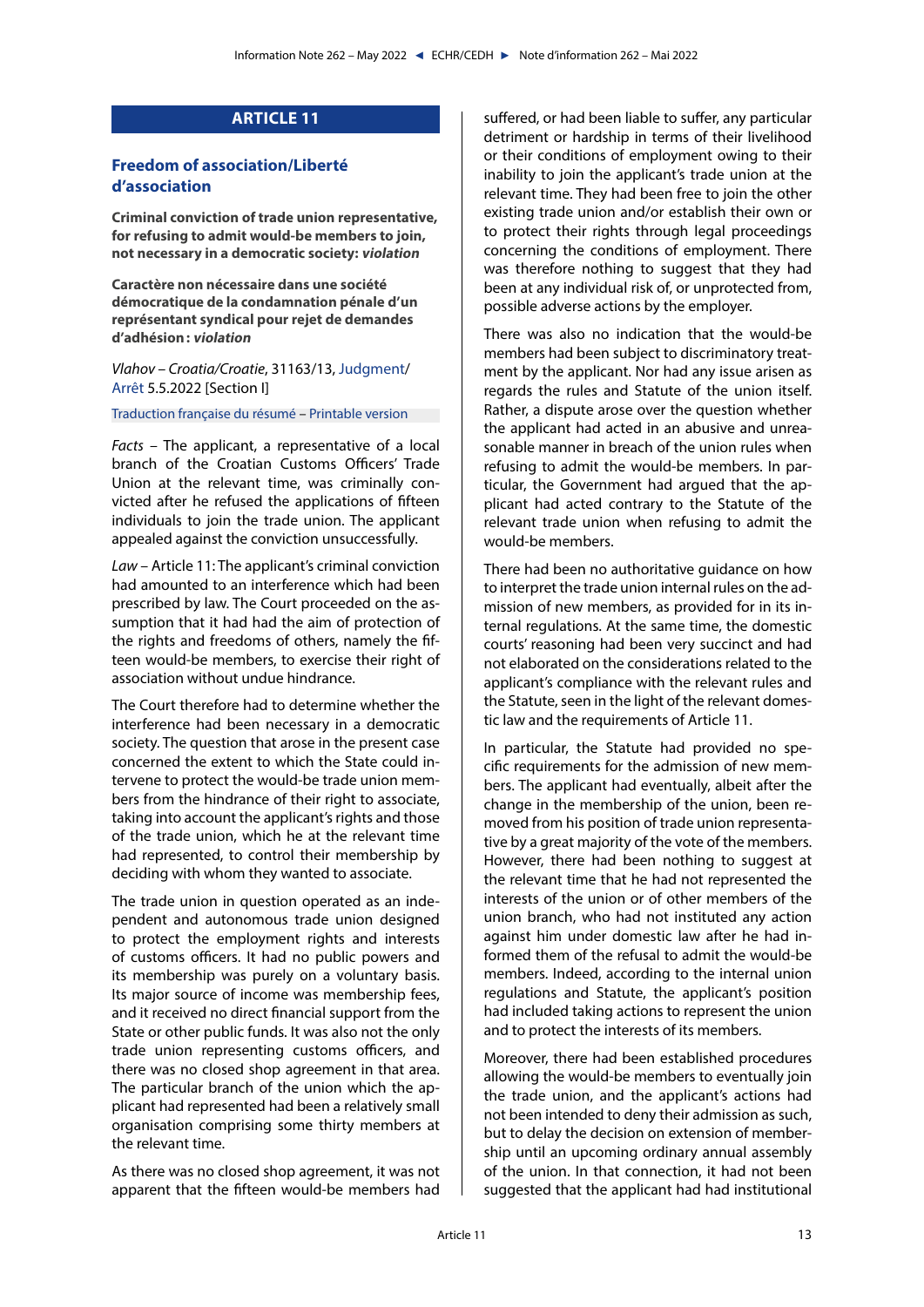## ARTICLE 11

### Freedom of association/Liberté d'association

**Criminal conviction of trade union representative, for refusing to admit would-be members to join, not necessary in a democratic society: *violation***

**Caractère non nécessaire dans une société démocratique de la condamnation pénale d'un représentant syndical pour rejet de demandes d'adhésion: *violation***

*Vlahov – Croatia/Croatie*, 31163/13, Judgment/Arrêt 5.5.2022 [Section I]

Traduction française du résumé – Printable version

*Facts* – The applicant, a representative of a local branch of the Croatian Customs Officers' Trade Union at the relevant time, was criminally convicted after he refused the applications of fifteen individuals to join the trade union. The applicant appealed against the conviction unsuccessfully.

*Law* – Article 11: The applicant's criminal conviction had amounted to an interference which had been prescribed by law. The Court proceeded on the assumption that it had had the aim of protection of the rights and freedoms of others, namely the fifteen would-be members, to exercise their right of association without undue hindrance.

The Court therefore had to determine whether the interference had been necessary in a democratic society. The question that arose in the present case concerned the extent to which the State could intervene to protect the would-be trade union members from the hindrance of their right to associate, taking into account the applicant's rights and those of the trade union, which he at the relevant time had represented, to control their membership by deciding with whom they wanted to associate.

The trade union in question operated as an independent and autonomous trade union designed to protect the employment rights and interests of customs officers. It had no public powers and its membership was purely on a voluntary basis. Its major source of income was membership fees, and it received no direct financial support from the State or other public funds. It was also not the only trade union representing customs officers, and there was no closed shop agreement in that area. The particular branch of the union which the applicant had represented had been a relatively small organisation comprising some thirty members at the relevant time.

As there was no closed shop agreement, it was not apparent that the fifteen would-be members had suffered, or had been liable to suffer, any particular detriment or hardship in terms of their livelihood or their conditions of employment owing to their inability to join the applicant's trade union at the relevant time. They had been free to join the other existing trade union and/or establish their own or to protect their rights through legal proceedings concerning the conditions of employment. There was therefore nothing to suggest that they had been at any individual risk of, or unprotected from, possible adverse actions by the employer.

There was also no indication that the would-be members had been subject to discriminatory treatment by the applicant. Nor had any issue arisen as regards the rules and Statute of the union itself. Rather, a dispute arose over the question whether the applicant had acted in an abusive and unreasonable manner in breach of the union rules when refusing to admit the would-be members. In particular, the Government had argued that the applicant had acted contrary to the Statute of the relevant trade union when refusing to admit the would-be members.

There had been no authoritative guidance on how to interpret the trade union internal rules on the admission of new members, as provided for in its internal regulations. At the same time, the domestic courts' reasoning had been very succinct and had not elaborated on the considerations related to the applicant's compliance with the relevant rules and the Statute, seen in the light of the relevant domestic law and the requirements of Article 11.

In particular, the Statute had provided no specific requirements for the admission of new members. The applicant had eventually, albeit after the change in the membership of the union, been removed from his position of trade union representative by a great majority of the vote of the members. However, there had been nothing to suggest at the relevant time that he had not represented the interests of the union or of other members of the union branch, who had not instituted any action against him under domestic law after he had informed them of the refusal to admit the would-be members. Indeed, according to the internal union regulations and Statute, the applicant's position had included taking actions to represent the union and to protect the interests of its members.

Moreover, there had been established procedures allowing the would-be members to eventually join the trade union, and the applicant's actions had not been intended to deny their admission as such, but to delay the decision on extension of membership until an upcoming ordinary annual assembly of the union. In that connection, it had not been suggested that the applicant had had institutional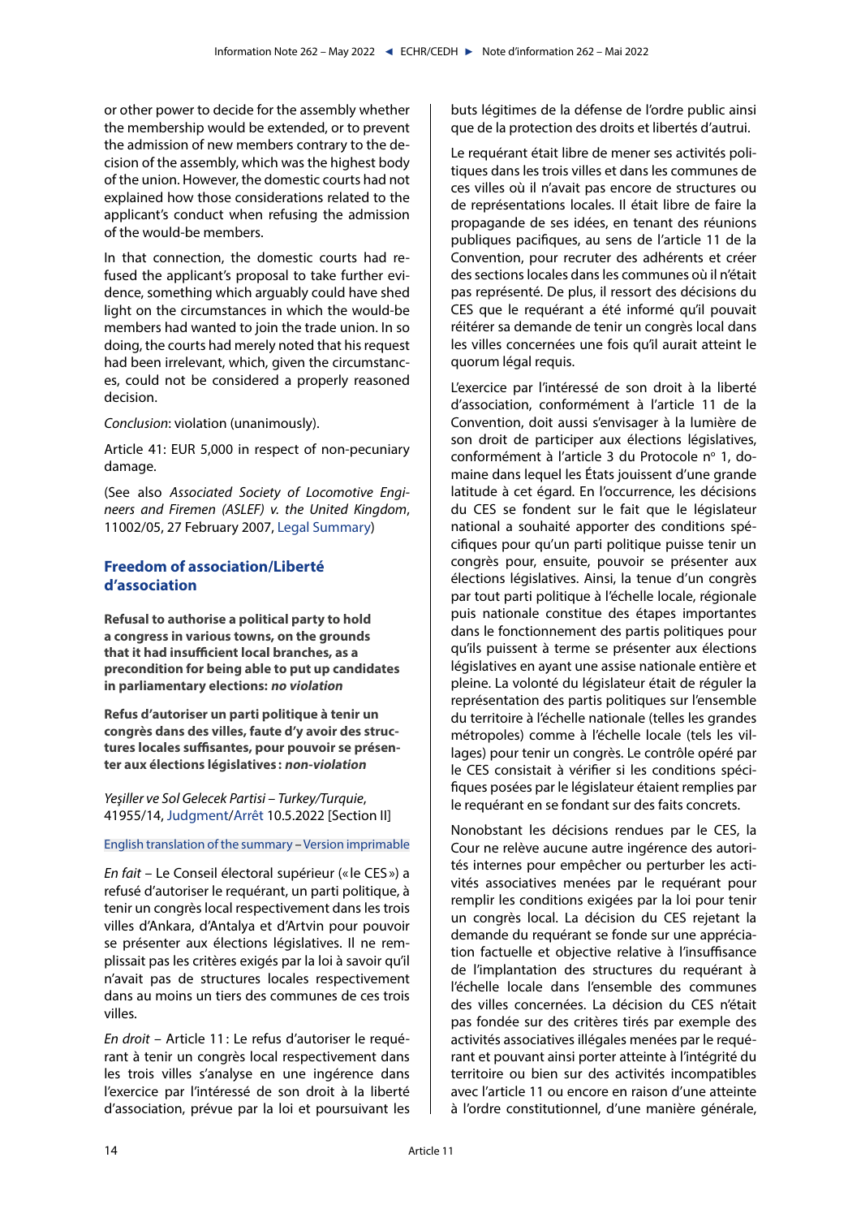or other power to decide for the assembly whether the membership would be extended, or to prevent the admission of new members contrary to the decision of the assembly, which was the highest body of the union. However, the domestic courts had not explained how those considerations related to the applicant's conduct when refusing the admission of the would-be members.

In that connection, the domestic courts had refused the applicant's proposal to take further evidence, something which arguably could have shed light on the circumstances in which the would-be members had wanted to join the trade union. In so doing, the courts had merely noted that his request had been irrelevant, which, given the circumstances, could not be considered a properly reasoned decision.

*Conclusion*: violation (unanimously).

Article 41: EUR 5,000 in respect of non-pecuniary damage.

(See also *Associated Society of Locomotive Engineers and Firemen (ASLEF) v. the United Kingdom*, 11002/05, 27 February 2007, Legal Summary)

## Freedom of association/Liberté d'association

**Refusal to authorise a political party to hold a congress in various towns, on the grounds that it had insufficient local branches, as a precondition for being able to put up candidates in parliamentary elections: *no violation***

**Refus d'autoriser un parti politique à tenir un congrès dans des villes, faute d'y avoir des structures locales suffisantes, pour pouvoir se présenter aux élections législatives : *non-violation***

*Yeşiller ve Sol Gelecek Partisi – Turkey/Turquie*, 41955/14, Judgment/Arrêt 10.5.2022 [Section II]

English translation of the summary – Version imprimable

*En fait* – Le Conseil électoral supérieur (« le CES ») a refusé d'autoriser le requérant, un parti politique, à tenir un congrès local respectivement dans les trois villes d'Ankara, d'Antalya et d'Artvin pour pouvoir se présenter aux élections législatives. Il ne remplissait pas les critères exigés par la loi à savoir qu'il n'avait pas de structures locales respectivement dans au moins un tiers des communes de ces trois villes.

*En droit* – Article 11 : Le refus d'autoriser le requérant à tenir un congrès local respectivement dans les trois villes s'analyse en une ingérence dans l'exercice par l'intéressé de son droit à la liberté d'association, prévue par la loi et poursuivant les buts légitimes de la défense de l'ordre public ainsi que de la protection des droits et libertés d'autrui.

Le requérant était libre de mener ses activités politiques dans les trois villes et dans les communes de ces villes où il n'avait pas encore de structures ou de représentations locales. Il était libre de faire la propagande de ses idées, en tenant des réunions publiques pacifiques, au sens de l'article 11 de la Convention, pour recruter des adhérents et créer des sections locales dans les communes où il n'était pas représenté. De plus, il ressort des décisions du CES que le requérant a été informé qu'il pouvait réitérer sa demande de tenir un congrès local dans les villes concernées une fois qu'il aurait atteint le quorum légal requis.

L'exercice par l'intéressé de son droit à la liberté d'association, conformément à l'article 11 de la Convention, doit aussi s'envisager à la lumière de son droit de participer aux élections législatives, conformément à l'article 3 du Protocole nº 1, domaine dans lequel les États jouissent d'une grande latitude à cet égard. En l'occurrence, les décisions du CES se fondent sur le fait que le législateur national a souhaité apporter des conditions spécifiques pour qu'un parti politique puisse tenir un congrès pour, ensuite, pouvoir se présenter aux élections législatives. Ainsi, la tenue d'un congrès par tout parti politique à l'échelle locale, régionale puis nationale constitue des étapes importantes dans le fonctionnement des partis politiques pour qu'ils puissent à terme se présenter aux élections législatives en ayant une assise nationale entière et pleine. La volonté du législateur était de réguler la représentation des partis politiques sur l'ensemble du territoire à l'échelle nationale (telles les grandes métropoles) comme à l'échelle locale (tels les villages) pour tenir un congrès. Le contrôle opéré par le CES consistait à vérifier si les conditions spécifiques posées par le législateur étaient remplies par le requérant en se fondant sur des faits concrets.

Nonobstant les décisions rendues par le CES, la Cour ne relève aucune autre ingérence des autorités internes pour empêcher ou perturber les activités associatives menées par le requérant pour remplir les conditions exigées par la loi pour tenir un congrès local. La décision du CES rejetant la demande du requérant se fonde sur une appréciation factuelle et objective relative à l'insuffisance de l'implantation des structures du requérant à l'échelle locale dans l'ensemble des communes des villes concernées. La décision du CES n'était pas fondée sur des critères tirés par exemple des activités associatives illégales menées par le requérant et pouvant ainsi porter atteinte à l'intégrité du territoire ou bien sur des activités incompatibles avec l'article 11 ou encore en raison d'une atteinte à l'ordre constitutionnel, d'une manière générale,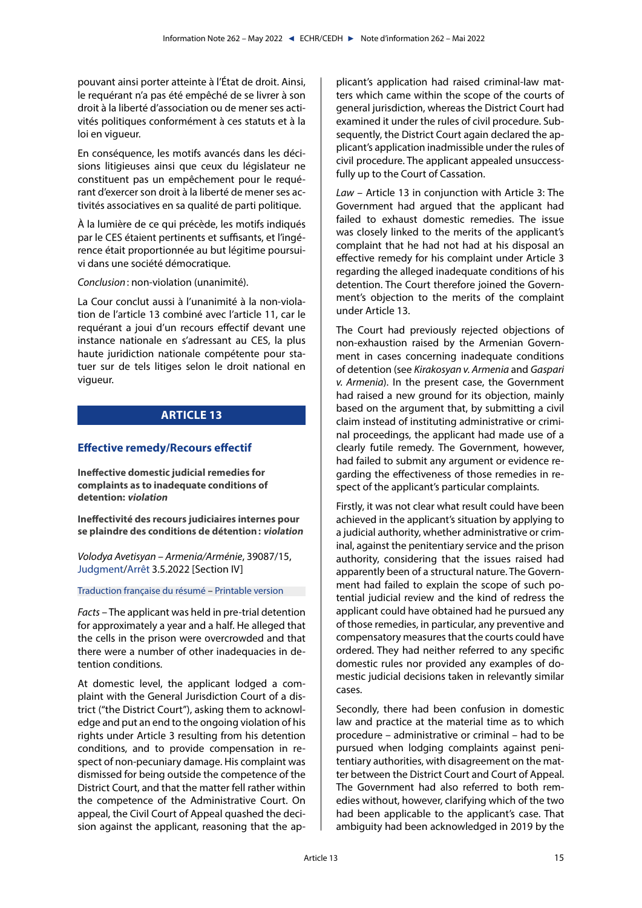pouvant ainsi porter atteinte à l'État de droit. Ainsi, le requérant n'a pas été empêché de se livrer à son droit à la liberté d'association ou de mener ses activités politiques conformément à ces statuts et à la loi en vigueur.

En conséquence, les motifs avancés dans les décisions litigieuses ainsi que ceux du législateur ne constituent pas un empêchement pour le requérant d'exercer son droit à la liberté de mener ses activités associatives en sa qualité de parti politique.

À la lumière de ce qui précède, les motifs indiqués par le CES étaient pertinents et suffisants, et l'ingérence était proportionnée au but légitime poursuivi dans une société démocratique.

*Conclusion* : non-violation (unanimité).

La Cour conclut aussi à l'unanimité à la non-violation de l'article 13 combiné avec l'article 11, car le requérant a joui d'un recours effectif devant une instance nationale en s'adressant au CES, la plus haute juridiction nationale compétente pour statuer sur de tels litiges selon le droit national en vigueur.

# ARTICLE 13

## Effective remedy/Recours effectif

**Ineffective domestic judicial remedies for complaints as to inadequate conditions of detention: *violation***

**Ineffectivité des recours judiciaires internes pour se plaindre des conditions de détention : *violation***

*Volodya Avetisyan – Armenia/Arménie*, 39087/15, Judgment/Arrêt 3.5.2022 [Section IV]

Traduction française du résumé – Printable version

*Facts* – The applicant was held in pre-trial detention for approximately a year and a half. He alleged that the cells in the prison were overcrowded and that there were a number of other inadequacies in detention conditions.

At domestic level, the applicant lodged a complaint with the General Jurisdiction Court of a district ("the District Court"), asking them to acknowledge and put an end to the ongoing violation of his rights under Article 3 resulting from his detention conditions, and to provide compensation in respect of non-pecuniary damage. His complaint was dismissed for being outside the competence of the District Court, and that the matter fell rather within the competence of the Administrative Court. On appeal, the Civil Court of Appeal quashed the decision against the applicant, reasoning that the applicant's application had raised criminal-law matters which came within the scope of the courts of general jurisdiction, whereas the District Court had examined it under the rules of civil procedure. Subsequently, the District Court again declared the applicant's application inadmissible under the rules of civil procedure. The applicant appealed unsuccessfully up to the Court of Cassation.

*Law* – Article 13 in conjunction with Article 3: The Government had argued that the applicant had failed to exhaust domestic remedies. The issue was closely linked to the merits of the applicant's complaint that he had not had at his disposal an effective remedy for his complaint under Article 3 regarding the alleged inadequate conditions of his detention. The Court therefore joined the Government's objection to the merits of the complaint under Article 13.

The Court had previously rejected objections of non-exhaustion raised by the Armenian Government in cases concerning inadequate conditions of detention (see *Kirakosyan v. Armenia* and *Gaspari v. Armenia*). In the present case, the Government had raised a new ground for its objection, mainly based on the argument that, by submitting a civil claim instead of instituting administrative or criminal proceedings, the applicant had made use of a clearly futile remedy. The Government, however, had failed to submit any argument or evidence regarding the effectiveness of those remedies in respect of the applicant's particular complaints.

Firstly, it was not clear what result could have been achieved in the applicant's situation by applying to a judicial authority, whether administrative or criminal, against the penitentiary service and the prison authority, considering that the issues raised had apparently been of a structural nature. The Government had failed to explain the scope of such potential judicial review and the kind of redress the applicant could have obtained had he pursued any of those remedies, in particular, any preventive and compensatory measures that the courts could have ordered. They had neither referred to any specific domestic rules nor provided any examples of domestic judicial decisions taken in relevantly similar cases.

Secondly, there had been confusion in domestic law and practice at the material time as to which procedure – administrative or criminal – had to be pursued when lodging complaints against penitentiary authorities, with disagreement on the matter between the District Court and Court of Appeal. The Government had also referred to both remedies without, however, clarifying which of the two had been applicable to the applicant's case. That ambiguity had been acknowledged in 2019 by the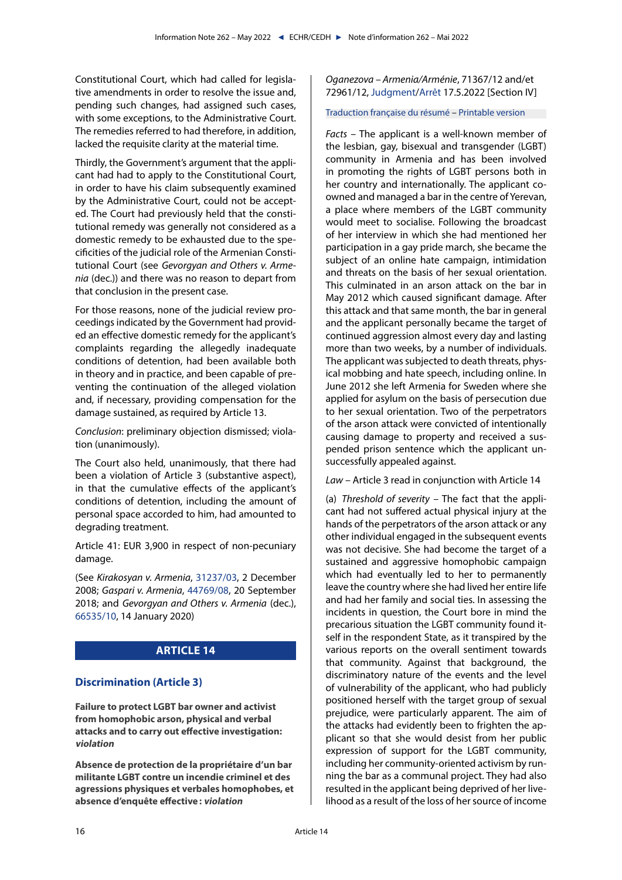Constitutional Court, which had called for legislative amendments in order to resolve the issue and, pending such changes, had assigned such cases, with some exceptions, to the Administrative Court. The remedies referred to had therefore, in addition, lacked the requisite clarity at the material time.

Thirdly, the Government's argument that the applicant had had to apply to the Constitutional Court, in order to have his claim subsequently examined by the Administrative Court, could not be accepted. The Court had previously held that the constitutional remedy was generally not considered as a domestic remedy to be exhausted due to the specificities of the judicial role of the Armenian Constitutional Court (see *Gevorgyan and Others v. Armenia* (dec.)) and there was no reason to depart from that conclusion in the present case.

For those reasons, none of the judicial review proceedings indicated by the Government had provided an effective domestic remedy for the applicant's complaints regarding the allegedly inadequate conditions of detention, had been available both in theory and in practice, and been capable of preventing the continuation of the alleged violation and, if necessary, providing compensation for the damage sustained, as required by Article 13.

*Conclusion*: preliminary objection dismissed; violation (unanimously).

The Court also held, unanimously, that there had been a violation of Article 3 (substantive aspect), in that the cumulative effects of the applicant's conditions of detention, including the amount of personal space accorded to him, had amounted to degrading treatment.

Article 41: EUR 3,900 in respect of non-pecuniary damage.

(See *Kirakosyan v. Armenia*, 31237/03, 2 December 2008; *Gaspari v. Armenia*, 44769/08, 20 September 2018; and *Gevorgyan and Others v. Armenia* (dec.), 66535/10, 14 January 2020)

## ARTICLE 14

### Discrimination (Article 3)

**Failure to protect LGBT bar owner and activist from homophobic arson, physical and verbal attacks and to carry out effective investigation: *violation***

**Absence de protection de la propriétaire d'un bar militante LGBT contre un incendie criminel et des agressions physiques et verbales homophobes, et absence d'enquête effective : *violation***

*Oganezova – Armenia/Arménie*, 71367/12 and/et 72961/12, Judgment/Arrêt 17.5.2022 [Section IV]

Traduction française du résumé – Printable version

*Facts* – The applicant is a well-known member of the lesbian, gay, bisexual and transgender (LGBT) community in Armenia and has been involved in promoting the rights of LGBT persons both in her country and internationally. The applicant co-owned and managed a bar in the centre of Yerevan, a place where members of the LGBT community would meet to socialise. Following the broadcast of her interview in which she had mentioned her participation in a gay pride march, she became the subject of an online hate campaign, intimidation and threats on the basis of her sexual orientation. This culminated in an arson attack on the bar in May 2012 which caused significant damage. After this attack and that same month, the bar in general and the applicant personally became the target of continued aggression almost every day and lasting more than two weeks, by a number of individuals. The applicant was subjected to death threats, physical mobbing and hate speech, including online. In June 2012 she left Armenia for Sweden where she applied for asylum on the basis of persecution due to her sexual orientation. Two of the perpetrators of the arson attack were convicted of intentionally causing damage to property and received a suspended prison sentence which the applicant unsuccessfully appealed against.

*Law* – Article 3 read in conjunction with Article 14

(a) *Threshold of severity* – The fact that the applicant had not suffered actual physical injury at the hands of the perpetrators of the arson attack or any other individual engaged in the subsequent events was not decisive. She had become the target of a sustained and aggressive homophobic campaign which had eventually led to her to permanently leave the country where she had lived her entire life and had her family and social ties. In assessing the incidents in question, the Court bore in mind the precarious situation the LGBT community found itself in the respondent State, as it transpired by the various reports on the overall sentiment towards that community. Against that background, the discriminatory nature of the events and the level of vulnerability of the applicant, who had publicly positioned herself with the target group of sexual prejudice, were particularly apparent. The aim of the attacks had evidently been to frighten the applicant so that she would desist from her public expression of support for the LGBT community, including her community-oriented activism by running the bar as a communal project. They had also resulted in the applicant being deprived of her livelihood as a result of the loss of her source of income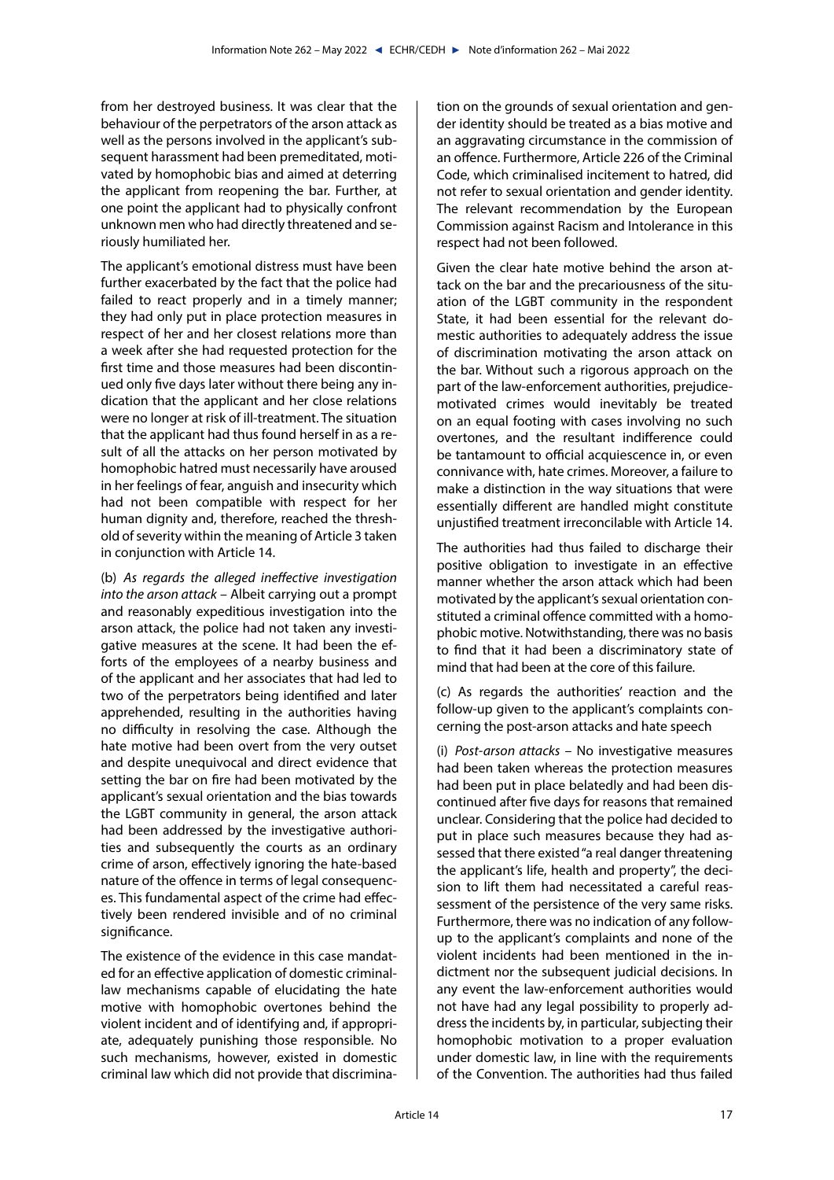from her destroyed business. It was clear that the behaviour of the perpetrators of the arson attack as well as the persons involved in the applicant's subsequent harassment had been premeditated, motivated by homophobic bias and aimed at deterring the applicant from reopening the bar. Further, at one point the applicant had to physically confront unknown men who had directly threatened and seriously humiliated her.

The applicant's emotional distress must have been further exacerbated by the fact that the police had failed to react properly and in a timely manner; they had only put in place protection measures in respect of her and her closest relations more than a week after she had requested protection for the first time and those measures had been discontinued only five days later without there being any indication that the applicant and her close relations were no longer at risk of ill-treatment. The situation that the applicant had thus found herself in as a result of all the attacks on her person motivated by homophobic hatred must necessarily have aroused in her feelings of fear, anguish and insecurity which had not been compatible with respect for her human dignity and, therefore, reached the threshold of severity within the meaning of Article 3 taken in conjunction with Article 14.

(b) *As regards the alleged ineffective investigation into the arson attack* – Albeit carrying out a prompt and reasonably expeditious investigation into the arson attack, the police had not taken any investigative measures at the scene. It had been the efforts of the employees of a nearby business and of the applicant and her associates that had led to two of the perpetrators being identified and later apprehended, resulting in the authorities having no difficulty in resolving the case. Although the hate motive had been overt from the very outset and despite unequivocal and direct evidence that setting the bar on fire had been motivated by the applicant's sexual orientation and the bias towards the LGBT community in general, the arson attack had been addressed by the investigative authorities and subsequently the courts as an ordinary crime of arson, effectively ignoring the hate-based nature of the offence in terms of legal consequences. This fundamental aspect of the crime had effectively been rendered invisible and of no criminal significance.

The existence of the evidence in this case mandated for an effective application of domestic criminal-law mechanisms capable of elucidating the hate motive with homophobic overtones behind the violent incident and of identifying and, if appropriate, adequately punishing those responsible. No such mechanisms, however, existed in domestic criminal law which did not provide that discrimination on the grounds of sexual orientation and gender identity should be treated as a bias motive and an aggravating circumstance in the commission of an offence. Furthermore, Article 226 of the Criminal Code, which criminalised incitement to hatred, did not refer to sexual orientation and gender identity. The relevant recommendation by the European Commission against Racism and Intolerance in this respect had not been followed.

Given the clear hate motive behind the arson attack on the bar and the precariousness of the situation of the LGBT community in the respondent State, it had been essential for the relevant domestic authorities to adequately address the issue of discrimination motivating the arson attack on the bar. Without such a rigorous approach on the part of the law-enforcement authorities, prejudice-motivated crimes would inevitably be treated on an equal footing with cases involving no such overtones, and the resultant indifference could be tantamount to official acquiescence in, or even connivance with, hate crimes. Moreover, a failure to make a distinction in the way situations that were essentially different are handled might constitute unjustified treatment irreconcilable with Article 14.

The authorities had thus failed to discharge their positive obligation to investigate in an effective manner whether the arson attack which had been motivated by the applicant's sexual orientation constituted a criminal offence committed with a homophobic motive. Notwithstanding, there was no basis to find that it had been a discriminatory state of mind that had been at the core of this failure.

(c) As regards the authorities' reaction and the follow-up given to the applicant's complaints concerning the post-arson attacks and hate speech

(i) *Post-arson attacks* – No investigative measures had been taken whereas the protection measures had been put in place belatedly and had been discontinued after five days for reasons that remained unclear. Considering that the police had decided to put in place such measures because they had assessed that there existed "a real danger threatening the applicant's life, health and property", the decision to lift them had necessitated a careful reassessment of the persistence of the very same risks. Furthermore, there was no indication of any follow-up to the applicant's complaints and none of the violent incidents had been mentioned in the indictment nor the subsequent judicial decisions. In any event the law-enforcement authorities would not have had any legal possibility to properly address the incidents by, in particular, subjecting their homophobic motivation to a proper evaluation under domestic law, in line with the requirements of the Convention. The authorities had thus failed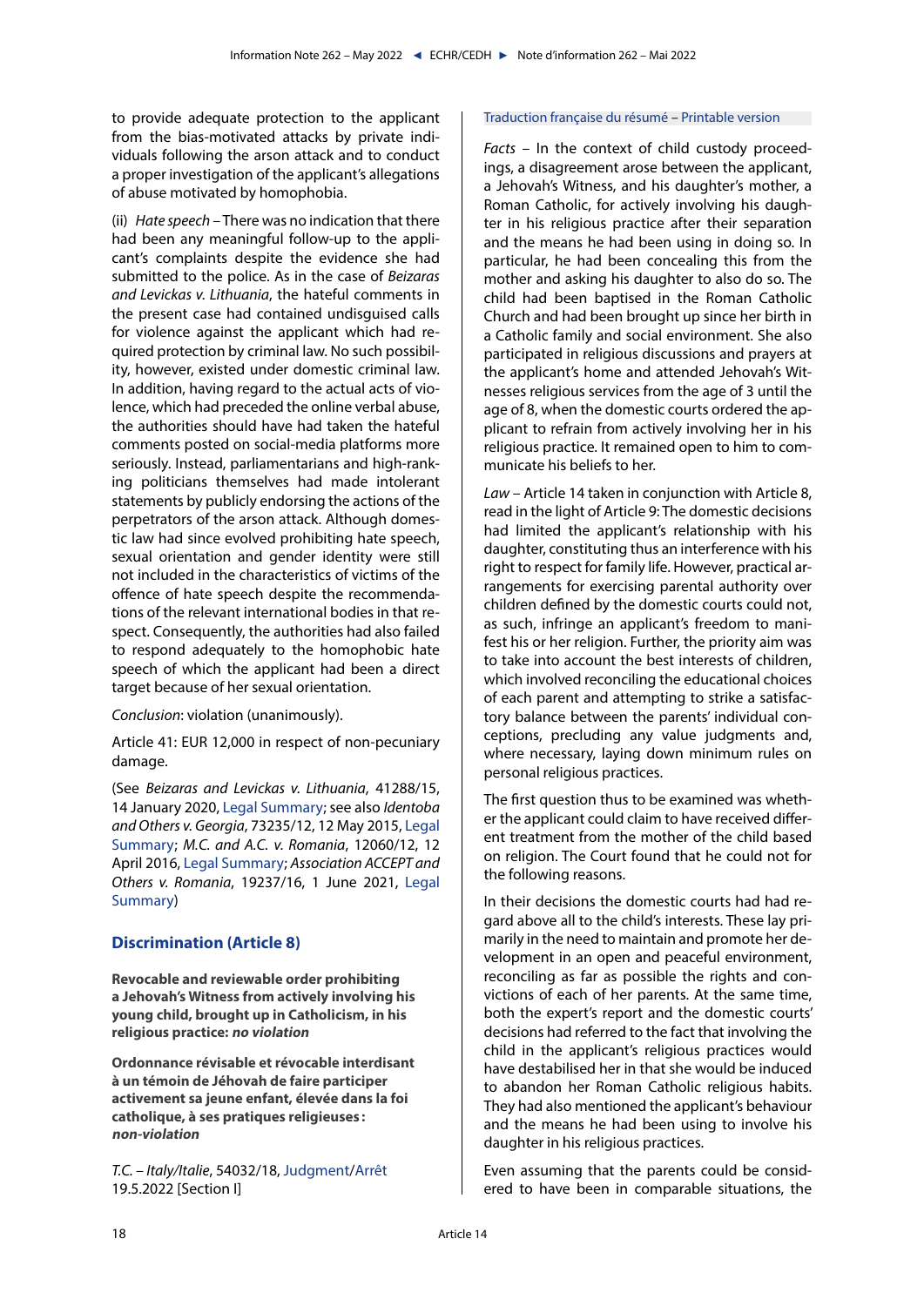to provide adequate protection to the applicant from the bias-motivated attacks by private individuals following the arson attack and to conduct a proper investigation of the applicant's allegations of abuse motivated by homophobia.

(ii) *Hate speech* – There was no indication that there had been any meaningful follow-up to the applicant's complaints despite the evidence she had submitted to the police. As in the case of *Beizaras and Levickas v. Lithuania*, the hateful comments in the present case had contained undisguised calls for violence against the applicant which had required protection by criminal law. No such possibility, however, existed under domestic criminal law. In addition, having regard to the actual acts of violence, which had preceded the online verbal abuse, the authorities should have had taken the hateful comments posted on social-media platforms more seriously. Instead, parliamentarians and high-ranking politicians themselves had made intolerant statements by publicly endorsing the actions of the perpetrators of the arson attack. Although domestic law had since evolved prohibiting hate speech, sexual orientation and gender identity were still not included in the characteristics of victims of the offence of hate speech despite the recommendations of the relevant international bodies in that respect. Consequently, the authorities had also failed to respond adequately to the homophobic hate speech of which the applicant had been a direct target because of her sexual orientation.

*Conclusion*: violation (unanimously).

Article 41: EUR 12,000 in respect of non-pecuniary damage.

(See *Beizaras and Levickas v. Lithuania*, 41288/15, 14 January 2020, Legal Summary; see also *Identoba and Others v. Georgia*, 73235/12, 12 May 2015, Legal Summary; *M.C. and A.C. v. Romania*, 12060/12, 12 April 2016, Legal Summary; *Association ACCEPT and Others v. Romania*, 19237/16, 1 June 2021, Legal Summary)

## Discrimination (Article 8)

**Revocable and reviewable order prohibiting a Jehovah's Witness from actively involving his young child, brought up in Catholicism, in his religious practice: *no violation***

**Ordonnance révisable et révocable interdisant à un témoin de Jéhovah de faire participer activement sa jeune enfant, élevée dans la foi catholique, à ses pratiques religieuses : *non-violation***

*T.C. – Italy/Italie*, 54032/18, Judgment/Arrêt 19.5.2022 [Section I]

Traduction française du résumé – Printable version

*Facts* – In the context of child custody proceedings, a disagreement arose between the applicant, a Jehovah's Witness, and his daughter's mother, a Roman Catholic, for actively involving his daughter in his religious practice after their separation and the means he had been using in doing so. In particular, he had been concealing this from the mother and asking his daughter to also do so. The child had been baptised in the Roman Catholic Church and had been brought up since her birth in a Catholic family and social environment. She also participated in religious discussions and prayers at the applicant's home and attended Jehovah's Witnesses religious services from the age of 3 until the age of 8, when the domestic courts ordered the applicant to refrain from actively involving her in his religious practice. It remained open to him to communicate his beliefs to her.

*Law* – Article 14 taken in conjunction with Article 8, read in the light of Article 9: The domestic decisions had limited the applicant's relationship with his daughter, constituting thus an interference with his right to respect for family life. However, practical arrangements for exercising parental authority over children defined by the domestic courts could not, as such, infringe an applicant's freedom to manifest his or her religion. Further, the priority aim was to take into account the best interests of children, which involved reconciling the educational choices of each parent and attempting to strike a satisfactory balance between the parents' individual conceptions, precluding any value judgments and, where necessary, laying down minimum rules on personal religious practices.

The first question thus to be examined was whether the applicant could claim to have received different treatment from the mother of the child based on religion. The Court found that he could not for the following reasons.

In their decisions the domestic courts had had regard above all to the child's interests. These lay primarily in the need to maintain and promote her development in an open and peaceful environment, reconciling as far as possible the rights and convictions of each of her parents. At the same time, both the expert's report and the domestic courts' decisions had referred to the fact that involving the child in the applicant's religious practices would have destabilised her in that she would be induced to abandon her Roman Catholic religious habits. They had also mentioned the applicant's behaviour and the means he had been using to involve his daughter in his religious practices.

Even assuming that the parents could be considered to have been in comparable situations, the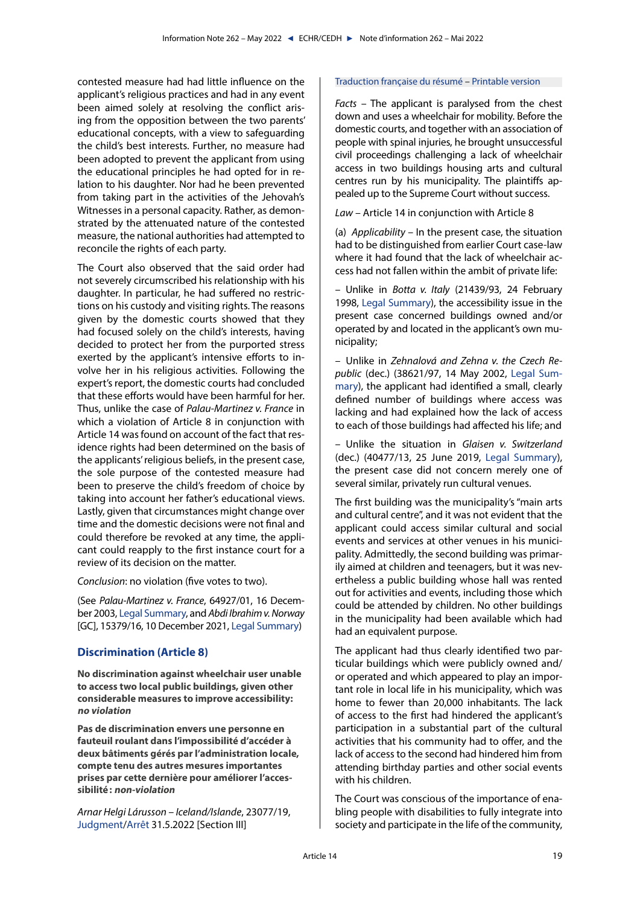contested measure had had little influence on the applicant's religious practices and had in any event been aimed solely at resolving the conflict arising from the opposition between the two parents' educational concepts, with a view to safeguarding the child's best interests. Further, no measure had been adopted to prevent the applicant from using the educational principles he had opted for in relation to his daughter. Nor had he been prevented from taking part in the activities of the Jehovah's Witnesses in a personal capacity. Rather, as demonstrated by the attenuated nature of the contested measure, the national authorities had attempted to reconcile the rights of each party.

The Court also observed that the said order had not severely circumscribed his relationship with his daughter. In particular, he had suffered no restrictions on his custody and visiting rights. The reasons given by the domestic courts showed that they had focused solely on the child's interests, having decided to protect her from the purported stress exerted by the applicant's intensive efforts to involve her in his religious activities. Following the expert's report, the domestic courts had concluded that these efforts would have been harmful for her. Thus, unlike the case of *Palau-Martinez v. France* in which a violation of Article 8 in conjunction with Article 14 was found on account of the fact that residence rights had been determined on the basis of the applicants' religious beliefs, in the present case, the sole purpose of the contested measure had been to preserve the child's freedom of choice by taking into account her father's educational views. Lastly, given that circumstances might change over time and the domestic decisions were not final and could therefore be revoked at any time, the applicant could reapply to the first instance court for a review of its decision on the matter.

*Conclusion*: no violation (five votes to two).

(See *Palau-Martinez v. France*, 64927/01, 16 December 2003, Legal Summary, and *Abdi Ibrahim v. Norway* [GC], 15379/16, 10 December 2021, Legal Summary)

## Discrimination (Article 8)

**No discrimination against wheelchair user unable to access two local public buildings, given other considerable measures to improve accessibility: *no violation***

**Pas de discrimination envers une personne en fauteuil roulant dans l'impossibilité d'accéder à deux bâtiments gérés par l'administration locale, compte tenu des autres mesures importantes prises par cette dernière pour améliorer l'accessibilité : *non-violation***

*Arnar Helgi Lárusson – Iceland/Islande*, 23077/19, Judgment/Arrêt 31.5.2022 [Section III]

Traduction française du résumé – Printable version

*Facts* – The applicant is paralysed from the chest down and uses a wheelchair for mobility. Before the domestic courts, and together with an association of people with spinal injuries, he brought unsuccessful civil proceedings challenging a lack of wheelchair access in two buildings housing arts and cultural centres run by his municipality. The plaintiffs appealed up to the Supreme Court without success.

*Law* – Article 14 in conjunction with Article 8

(a) *Applicability* – In the present case, the situation had to be distinguished from earlier Court case-law where it had found that the lack of wheelchair access had not fallen within the ambit of private life:

– Unlike in *Botta v. Italy* (21439/93, 24 February 1998, Legal Summary), the accessibility issue in the present case concerned buildings owned and/or operated by and located in the applicant's own municipality;

– Unlike in *Zehnalová and Zehna v. the Czech Republic* (dec.) (38621/97, 14 May 2002, Legal Summary), the applicant had identified a small, clearly defined number of buildings where access was lacking and had explained how the lack of access to each of those buildings had affected his life; and

– Unlike the situation in *Glaisen v. Switzerland* (dec.) (40477/13, 25 June 2019, Legal Summary), the present case did not concern merely one of several similar, privately run cultural venues.

The first building was the municipality's "main arts and cultural centre", and it was not evident that the applicant could access similar cultural and social events and services at other venues in his municipality. Admittedly, the second building was primarily aimed at children and teenagers, but it was nevertheless a public building whose hall was rented out for activities and events, including those which could be attended by children. No other buildings in the municipality had been available which had had an equivalent purpose.

The applicant had thus clearly identified two particular buildings which were publicly owned and/or operated and which appeared to play an important role in local life in his municipality, which was home to fewer than 20,000 inhabitants. The lack of access to the first had hindered the applicant's participation in a substantial part of the cultural activities that his community had to offer, and the lack of access to the second had hindered him from attending birthday parties and other social events with his children.

The Court was conscious of the importance of enabling people with disabilities to fully integrate into society and participate in the life of the community,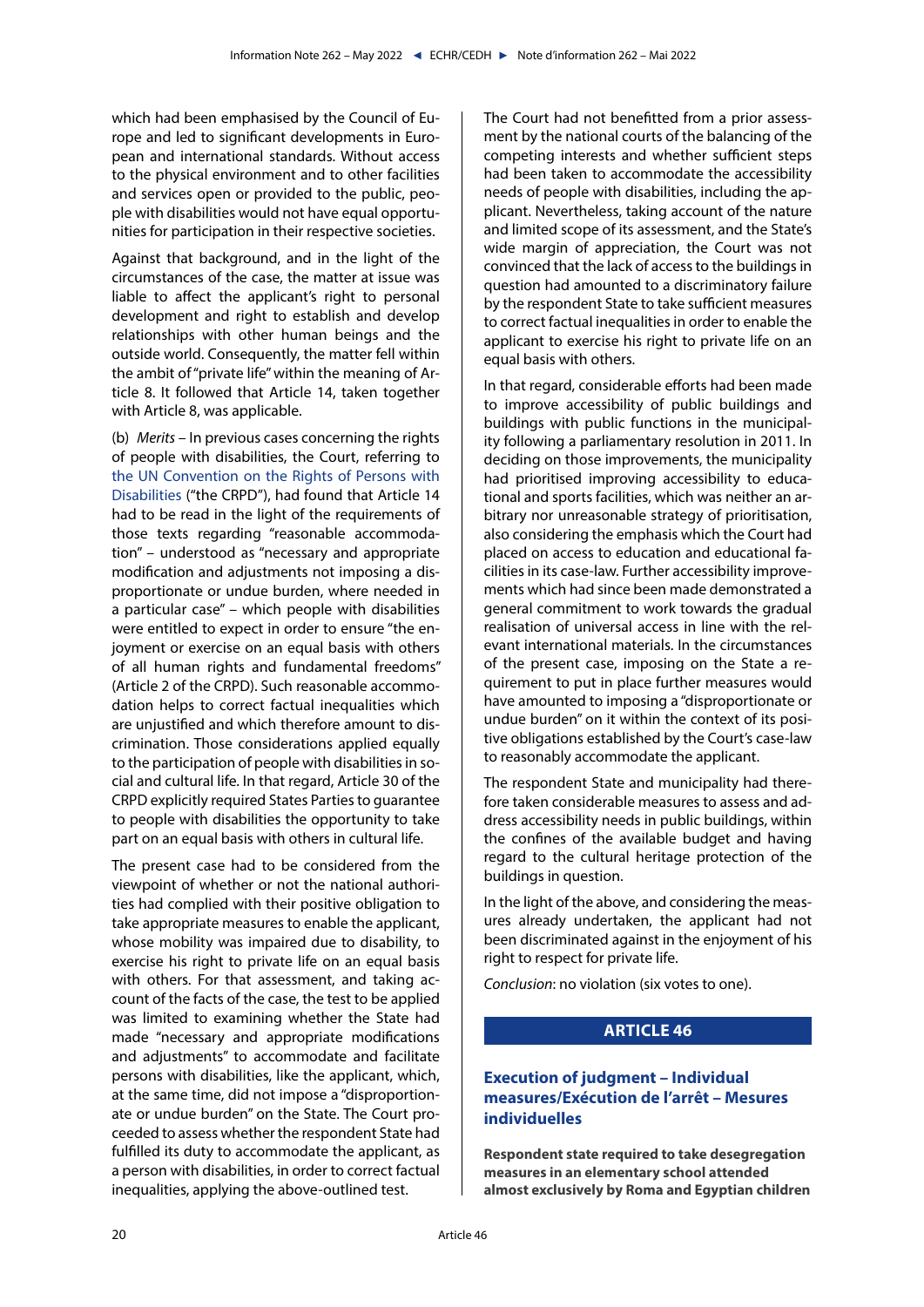which had been emphasised by the Council of Europe and led to significant developments in European and international standards. Without access to the physical environment and to other facilities and services open or provided to the public, people with disabilities would not have equal opportunities for participation in their respective societies.

Against that background, and in the light of the circumstances of the case, the matter at issue was liable to affect the applicant's right to personal development and right to establish and develop relationships with other human beings and the outside world. Consequently, the matter fell within the ambit of "private life" within the meaning of Article 8. It followed that Article 14, taken together with Article 8, was applicable.

(b) *Merits* – In previous cases concerning the rights of people with disabilities, the Court, referring to the UN Convention on the Rights of Persons with Disabilities ("the CRPD"), had found that Article 14 had to be read in the light of the requirements of those texts regarding "reasonable accommodation" – understood as "necessary and appropriate modification and adjustments not imposing a disproportionate or undue burden, where needed in a particular case" – which people with disabilities were entitled to expect in order to ensure "the enjoyment or exercise on an equal basis with others of all human rights and fundamental freedoms" (Article 2 of the CRPD). Such reasonable accommodation helps to correct factual inequalities which are unjustified and which therefore amount to discrimination. Those considerations applied equally to the participation of people with disabilities in social and cultural life. In that regard, Article 30 of the CRPD explicitly required States Parties to guarantee to people with disabilities the opportunity to take part on an equal basis with others in cultural life.

The present case had to be considered from the viewpoint of whether or not the national authorities had complied with their positive obligation to take appropriate measures to enable the applicant, whose mobility was impaired due to disability, to exercise his right to private life on an equal basis with others. For that assessment, and taking account of the facts of the case, the test to be applied was limited to examining whether the State had made "necessary and appropriate modifications and adjustments" to accommodate and facilitate persons with disabilities, like the applicant, which, at the same time, did not impose a "disproportionate or undue burden" on the State. The Court proceeded to assess whether the respondent State had fulfilled its duty to accommodate the applicant, as a person with disabilities, in order to correct factual inequalities, applying the above-outlined test.

The Court had not benefitted from a prior assessment by the national courts of the balancing of the competing interests and whether sufficient steps had been taken to accommodate the accessibility needs of people with disabilities, including the applicant. Nevertheless, taking account of the nature and limited scope of its assessment, and the State's wide margin of appreciation, the Court was not convinced that the lack of access to the buildings in question had amounted to a discriminatory failure by the respondent State to take sufficient measures to correct factual inequalities in order to enable the applicant to exercise his right to private life on an equal basis with others.

In that regard, considerable efforts had been made to improve accessibility of public buildings and buildings with public functions in the municipality following a parliamentary resolution in 2011. In deciding on those improvements, the municipality had prioritised improving accessibility to educational and sports facilities, which was neither an arbitrary nor unreasonable strategy of prioritisation, also considering the emphasis which the Court had placed on access to education and educational facilities in its case-law. Further accessibility improvements which had since been made demonstrated a general commitment to work towards the gradual realisation of universal access in line with the relevant international materials. In the circumstances of the present case, imposing on the State a requirement to put in place further measures would have amounted to imposing a "disproportionate or undue burden" on it within the context of its positive obligations established by the Court's case-law to reasonably accommodate the applicant.

The respondent State and municipality had therefore taken considerable measures to assess and address accessibility needs in public buildings, within the confines of the available budget and having regard to the cultural heritage protection of the buildings in question.

In the light of the above, and considering the measures already undertaken, the applicant had not been discriminated against in the enjoyment of his right to respect for private life.

*Conclusion*: no violation (six votes to one).

## ARTICLE 46

### Execution of judgment – Individual measures/Exécution de l'arrêt – Mesures individuelles

**Respondent state required to take desegregation measures in an elementary school attended almost exclusively by Roma and Egyptian children**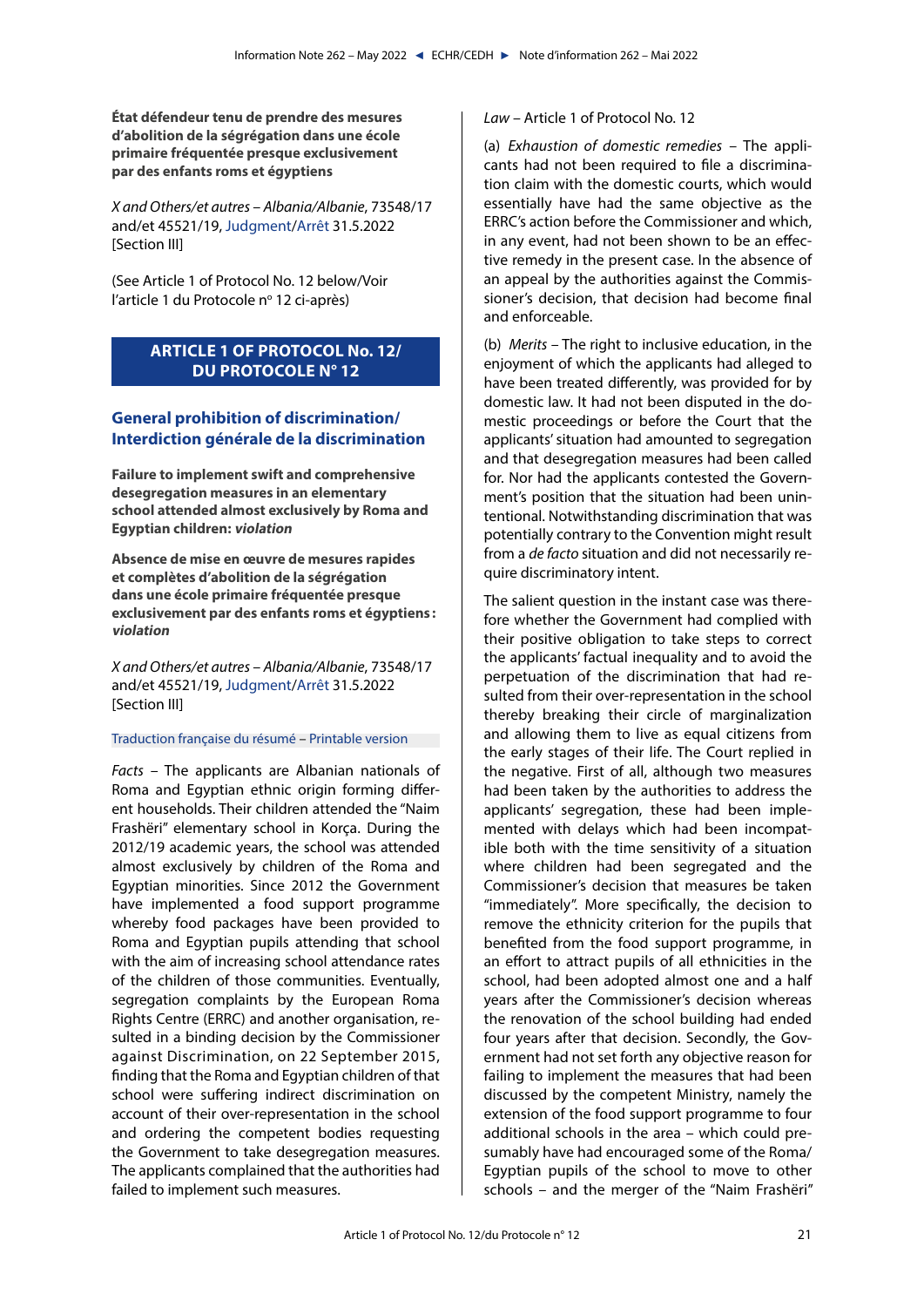**État défendeur tenu de prendre des mesures d'abolition de la ségrégation dans une école primaire fréquentée presque exclusivement par des enfants roms et égyptiens**

*X and Others/et autres – Albania/Albanie*, 73548/17 and/et 45521/19, Judgment/Arrêt 31.5.2022 [Section III]

(See Article 1 of Protocol No. 12 below/Voir l'article 1 du Protocole nº 12 ci-après)

# ARTICLE 1 OF PROTOCOL No. 12/ DU PROTOCOLE N° 12

## General prohibition of discrimination/ Interdiction générale de la discrimination

**Failure to implement swift and comprehensive desegregation measures in an elementary school attended almost exclusively by Roma and Egyptian children: *violation***

**Absence de mise en œuvre de mesures rapides et complètes d'abolition de la ségrégation dans une école primaire fréquentée presque exclusivement par des enfants roms et égyptiens : *violation***

*X and Others/et autres – Albania/Albanie*, 73548/17 and/et 45521/19, Judgment/Arrêt 31.5.2022 [Section III]

Traduction française du résumé – Printable version

*Facts* – The applicants are Albanian nationals of Roma and Egyptian ethnic origin forming different households. Their children attended the "Naim Frashëri" elementary school in Korça. During the 2012/19 academic years, the school was attended almost exclusively by children of the Roma and Egyptian minorities. Since 2012 the Government have implemented a food support programme whereby food packages have been provided to Roma and Egyptian pupils attending that school with the aim of increasing school attendance rates of the children of those communities. Eventually, segregation complaints by the European Roma Rights Centre (ERRC) and another organisation, resulted in a binding decision by the Commissioner against Discrimination, on 22 September 2015, finding that the Roma and Egyptian children of that school were suffering indirect discrimination on account of their over-representation in the school and ordering the competent bodies requesting the Government to take desegregation measures. The applicants complained that the authorities had failed to implement such measures.

*Law* – Article 1 of Protocol No. 12

(a) *Exhaustion of domestic remedies* – The applicants had not been required to file a discrimination claim with the domestic courts, which would essentially have had the same objective as the ERRC's action before the Commissioner and which, in any event, had not been shown to be an effective remedy in the present case. In the absence of an appeal by the authorities against the Commissioner's decision, that decision had become final and enforceable.

(b) *Merits* – The right to inclusive education, in the enjoyment of which the applicants had alleged to have been treated differently, was provided for by domestic law. It had not been disputed in the domestic proceedings or before the Court that the applicants' situation had amounted to segregation and that desegregation measures had been called for. Nor had the applicants contested the Government's position that the situation had been unintentional. Notwithstanding discrimination that was potentially contrary to the Convention might result from a *de facto* situation and did not necessarily require discriminatory intent.

The salient question in the instant case was therefore whether the Government had complied with their positive obligation to take steps to correct the applicants' factual inequality and to avoid the perpetuation of the discrimination that had resulted from their over-representation in the school thereby breaking their circle of marginalization and allowing them to live as equal citizens from the early stages of their life. The Court replied in the negative. First of all, although two measures had been taken by the authorities to address the applicants' segregation, these had been implemented with delays which had been incompatible both with the time sensitivity of a situation where children had been segregated and the Commissioner's decision that measures be taken "immediately". More specifically, the decision to remove the ethnicity criterion for the pupils that benefited from the food support programme, in an effort to attract pupils of all ethnicities in the school, had been adopted almost one and a half years after the Commissioner's decision whereas the renovation of the school building had ended four years after that decision. Secondly, the Government had not set forth any objective reason for failing to implement the measures that had been discussed by the competent Ministry, namely the extension of the food support programme to four additional schools in the area – which could presumably have had encouraged some of the Roma/ Egyptian pupils of the school to move to other schools – and the merger of the "Naim Frashëri"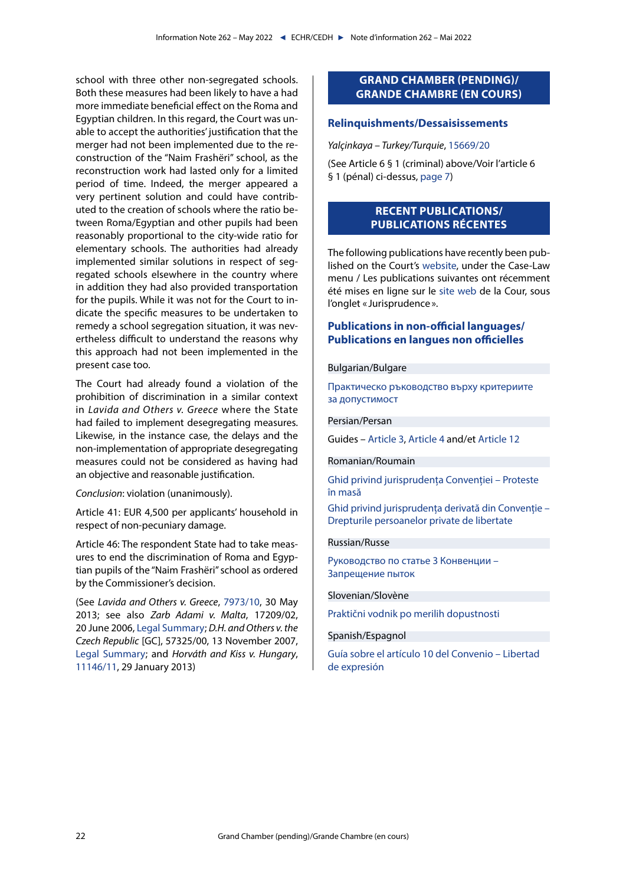school with three other non-segregated schools. Both these measures had been likely to have a had more immediate beneficial effect on the Roma and Egyptian children. In this regard, the Court was unable to accept the authorities' justification that the merger had not been implemented due to the reconstruction of the "Naim Frashëri" school, as the reconstruction work had lasted only for a limited period of time. Indeed, the merger appeared a very pertinent solution and could have contributed to the creation of schools where the ratio between Roma/Egyptian and other pupils had been reasonably proportional to the city-wide ratio for elementary schools. The authorities had already implemented similar solutions in respect of segregated schools elsewhere in the country where in addition they had also provided transportation for the pupils. While it was not for the Court to indicate the specific measures to be undertaken to remedy a school segregation situation, it was nevertheless difficult to understand the reasons why this approach had not been implemented in the present case too.

The Court had already found a violation of the prohibition of discrimination in a similar context in *Lavida and Others v. Greece* where the State had failed to implement desegregating measures. Likewise, in the instance case, the delays and the non-implementation of appropriate desegregating measures could not be considered as having had an objective and reasonable justification.

*Conclusion*: violation (unanimously).

Article 41: EUR 4,500 per applicants' household in respect of non-pecuniary damage.

Article 46: The respondent State had to take measures to end the discrimination of Roma and Egyptian pupils of the "Naim Frashëri" school as ordered by the Commissioner's decision.

(See *Lavida and Others v. Greece*, 7973/10, 30 May 2013; see also *Zarb Adami v. Malta*, 17209/02, 20 June 2006, Legal Summary; *D.H. and Others v. the Czech Republic* [GC], 57325/00, 13 November 2007, Legal Summary; and *Horváth and Kiss v. Hungary*, 11146/11, 29 January 2013)

## GRAND CHAMBER (PENDING)/ GRANDE CHAMBRE (EN COURS)

### Relinquishments/Dessaisissements

*Yalçinkaya – Turkey/Turquie*, 15669/20

(See Article 6 § 1 (criminal) above/Voir l'article 6 § 1 (pénal) ci-dessus, page 7)

## RECENT PUBLICATIONS/ PUBLICATIONS RÉCENTES

The following publications have recently been published on the Court's website, under the Case-Law menu / Les publications suivantes ont récemment été mises en ligne sur le site web de la Cour, sous l'onglet « Jurisprudence ».

### Publications in non-official languages/ Publications en langues non officielles

Bulgarian/Bulgare

Практическо ръководство върху критериите за допустимост

Persian/Persan

Guides – Article 3, Article 4 and/et Article 12

Romanian/Roumain

Ghid privind jurisprudența Convenției – Proteste în masă

Ghid privind jurisprudența derivată din Convenție – Drepturile persoanelor private de libertate

Russian/Russe

Руководство по статье 3 Конвенции – Запрещение пыток

Slovenian/Slovène

Praktični vodnik po merilih dopustnosti

Spanish/Espagnol

Guía sobre el artículo 10 del Convenio – Libertad de expresión